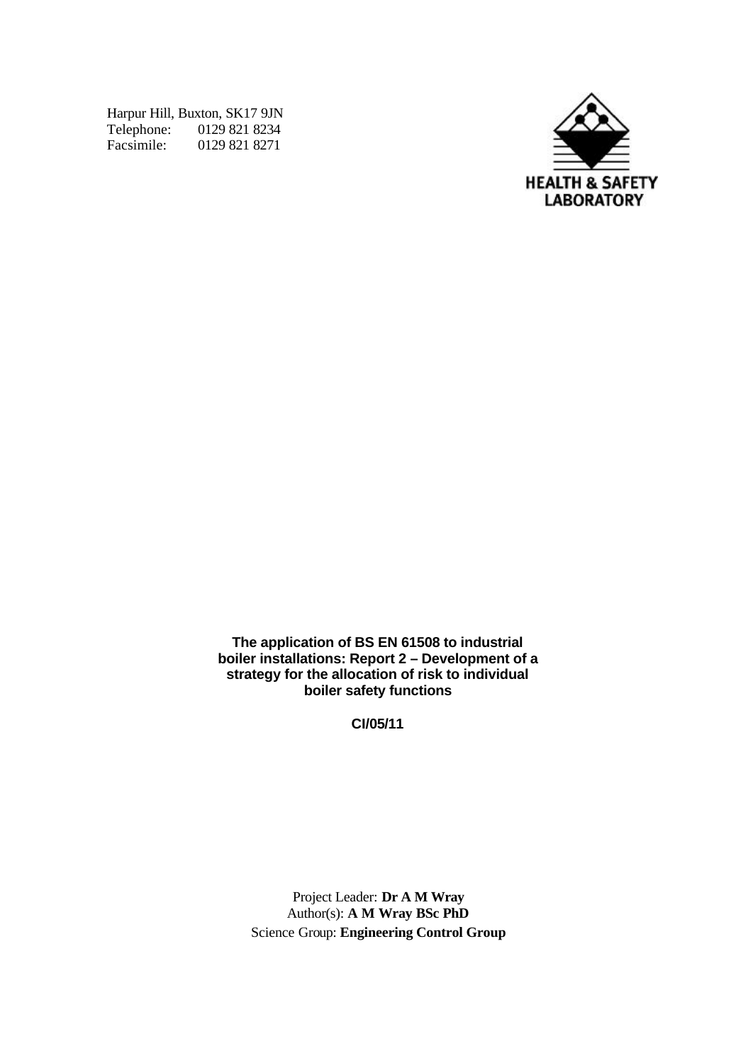Harpur Hill, Buxton, SK17 9JN
Telephone: 0129 821 8234
Facsimile: 0129 821 8271

HEALTH & SAFETY LABORATORY

**The application of BS EN 61508 to industrial boiler installations: Report 2 – Development of a strategy for the allocation of risk to individual boiler safety functions**

**CI/05/11**

Project Leader: **Dr A M Wray**
Author(s): **A M Wray BSc PhD**
Science Group: **Engineering Control Group**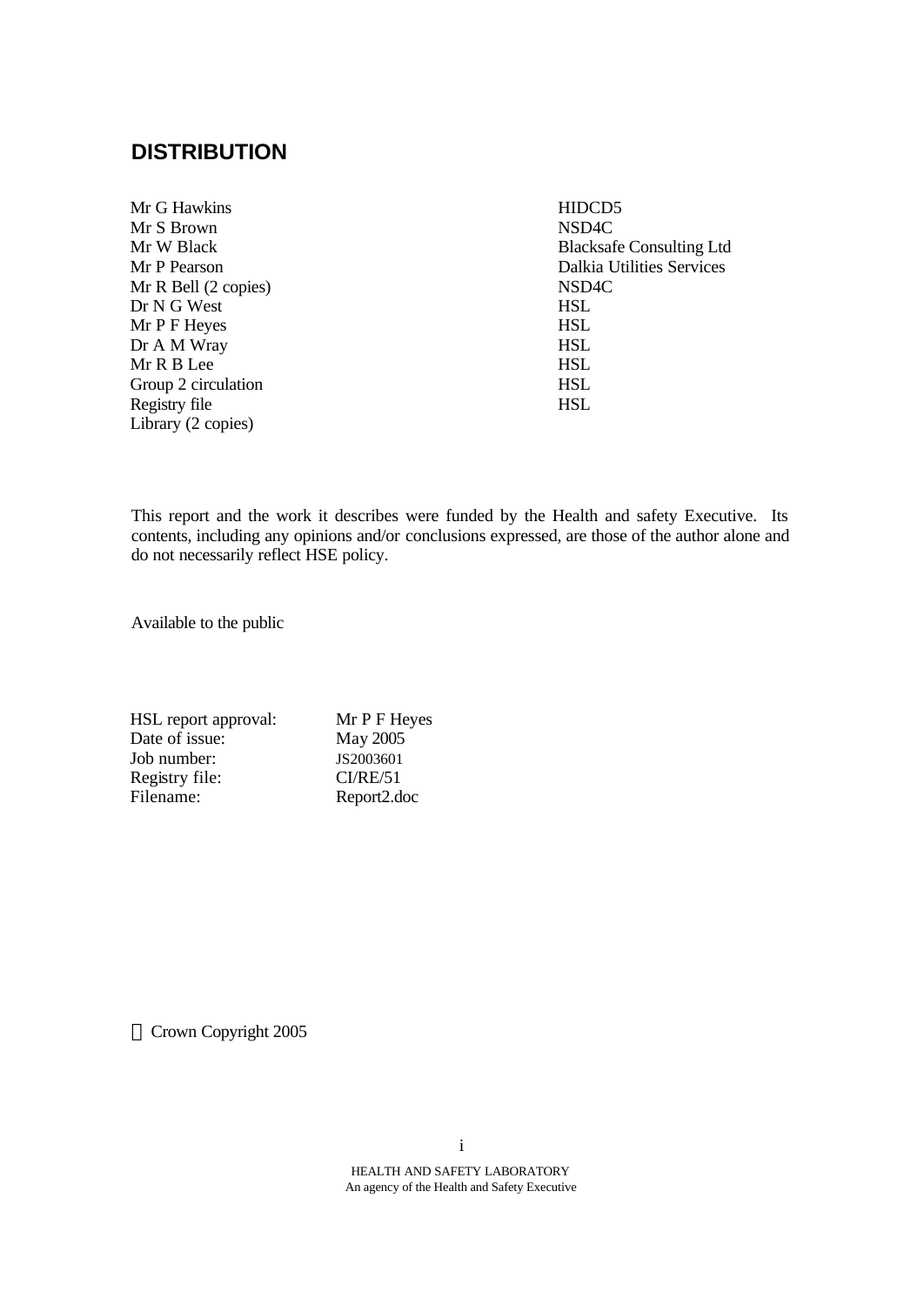## DISTRIBUTION

| | |
|---|---|
| Mr G Hawkins | HIDCD5 |
| Mr S Brown | NSD4C |
| Mr W Black | Blacksafe Consulting Ltd |
| Mr P Pearson | Dalkia Utilities Services |
| Mr R Bell (2 copies) | NSD4C |
| Dr N G West | HSL |
| Mr P F Heyes | HSL |
| Dr A M Wray | HSL |
| Mr R B Lee | HSL |
| Group 2 circulation | HSL |
| Registry file | HSL |
| Library (2 copies) | |

This report and the work it describes were funded by the Health and safety Executive. Its contents, including any opinions and/or conclusions expressed, are those of the author alone and do not necessarily reflect HSE policy.

Available to the public

| | |
|---|---|
| HSL report approval: | Mr P F Heyes |
| Date of issue: | May 2005 |
| Job number: | JS2003601 |
| Registry file: | CI/RE/51 |
| Filename: | Report2.doc |

© Crown Copyright 2005

HEALTH AND SAFETY LABORATORY
An agency of the Health and Safety Executive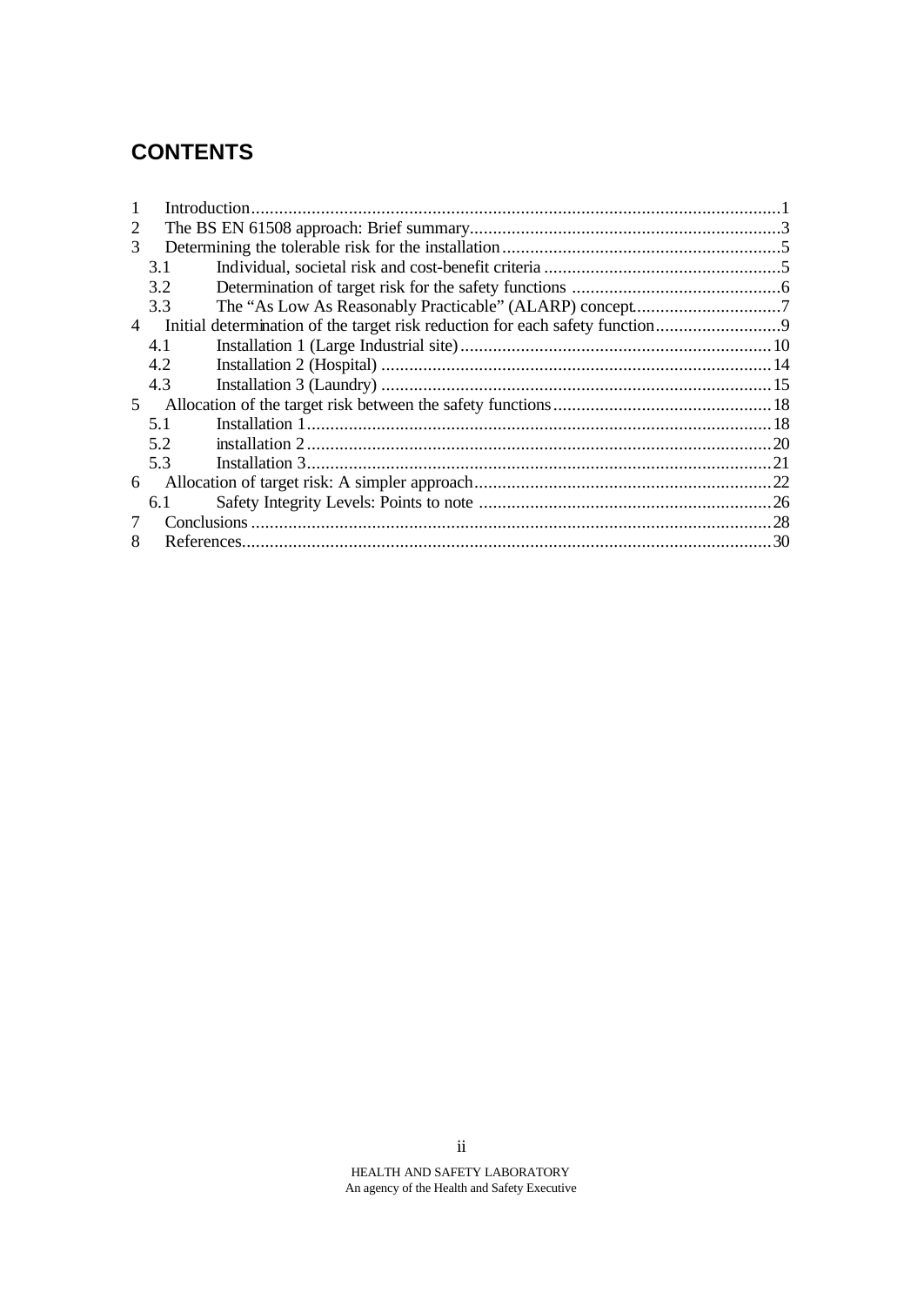# CONTENTS

1 Introduction .......................................................................................................... 1
2 The BS EN 61508 approach: Brief summary .................................................................. 3
3 Determining the tolerable risk for the installation ............................................................ 5
  3.1 Individual, societal risk and cost-benefit criteria ............................................................ 5
  3.2 Determination of target risk for the safety functions ...................................................... 6
  3.3 The "As Low As Reasonably Practicable" (ALARP) concept ........................................... 7
4 Initial determination of the target risk reduction for each safety function .............................. 9
  4.1 Installation 1 (Large Industrial site) ........................................................................... 10
  4.2 Installation 2 (Hospital) ............................................................................................ 14
  4.3 Installation 3 (Laundry) ............................................................................................ 15
5 Allocation of the target risk between the safety functions ................................................ 18
  5.1 Installation 1 ........................................................................................................... 18
  5.2 installation 2 ........................................................................................................... 20
  5.3 Installation 3 ........................................................................................................... 21
6 Allocation of target risk: A simpler approach ................................................................. 22
  6.1 Safety Integrity Levels: Points to note ........................................................................ 26
7 Conclusions ............................................................................................................ 28
8 References .............................................................................................................. 30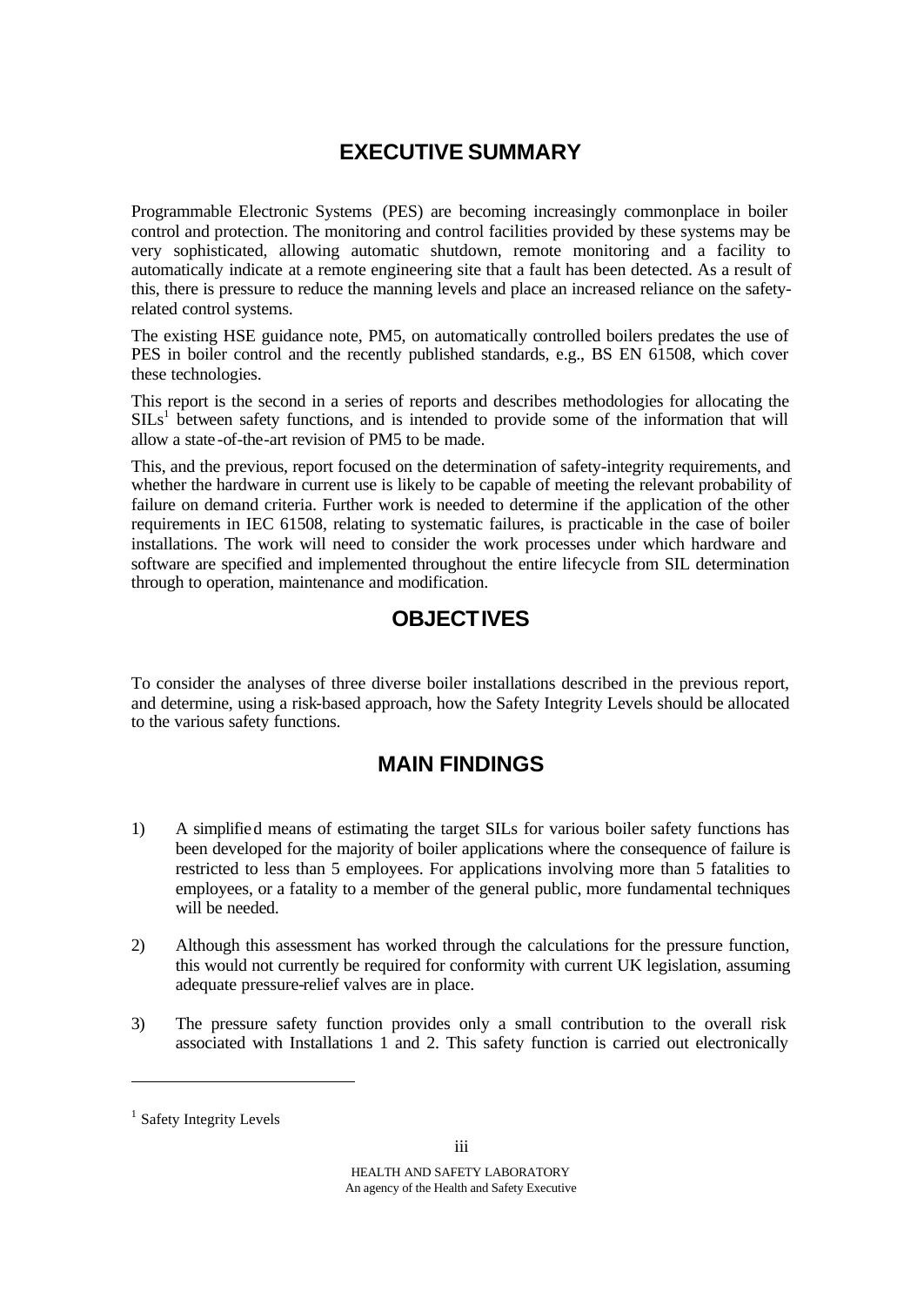## EXECUTIVE SUMMARY

Programmable Electronic Systems (PES) are becoming increasingly commonplace in boiler control and protection. The monitoring and control facilities provided by these systems may be very sophisticated, allowing automatic shutdown, remote monitoring and a facility to automatically indicate at a remote engineering site that a fault has been detected. As a result of this, there is pressure to reduce the manning levels and place an increased reliance on the safety-related control systems.

The existing HSE guidance note, PM5, on automatically controlled boilers predates the use of PES in boiler control and the recently published standards, e.g., BS EN 61508, which cover these technologies.

This report is the second in a series of reports and describes methodologies for allocating the SILs[1] between safety functions, and is intended to provide some of the information that will allow a state-of-the-art revision of PM5 to be made.

This, and the previous, report focused on the determination of safety-integrity requirements, and whether the hardware in current use is likely to be capable of meeting the relevant probability of failure on demand criteria. Further work is needed to determine if the application of the other requirements in IEC 61508, relating to systematic failures, is practicable in the case of boiler installations. The work will need to consider the work processes under which hardware and software are specified and implemented throughout the entire lifecycle from SIL determination through to operation, maintenance and modification.

## OBJECTIVES

To consider the analyses of three diverse boiler installations described in the previous report, and determine, using a risk-based approach, how the Safety Integrity Levels should be allocated to the various safety functions.

## MAIN FINDINGS

1) A simplified means of estimating the target SILs for various boiler safety functions has been developed for the majority of boiler applications where the consequence of failure is restricted to less than 5 employees. For applications involving more than 5 fatalities to employees, or a fatality to a member of the general public, more fundamental techniques will be needed.

2) Although this assessment has worked through the calculations for the pressure function, this would not currently be required for conformity with current UK legislation, assuming adequate pressure-relief valves are in place.

3) The pressure safety function provides only a small contribution to the overall risk associated with Installations 1 and 2. This safety function is carried out electronically

[1] Safety Integrity Levels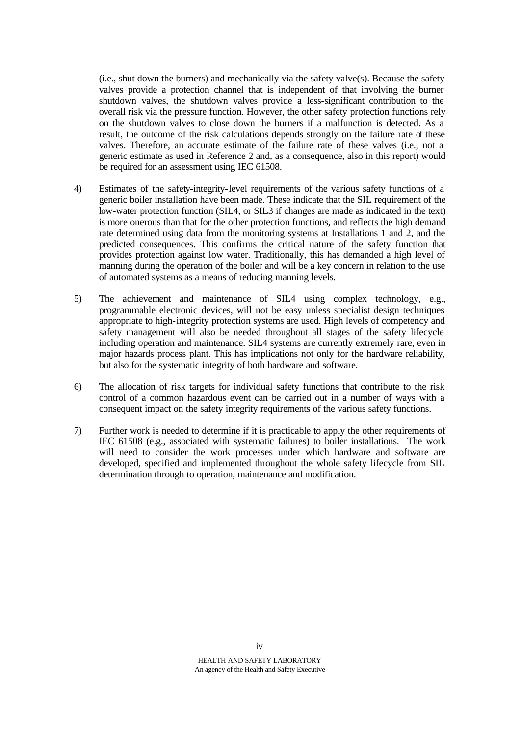(i.e., shut down the burners) and mechanically via the safety valve(s). Because the safety valves provide a protection channel that is independent of that involving the burner shutdown valves, the shutdown valves provide a less-significant contribution to the overall risk via the pressure function. However, the other safety protection functions rely on the shutdown valves to close down the burners if a malfunction is detected. As a result, the outcome of the risk calculations depends strongly on the failure rate of these valves. Therefore, an accurate estimate of the failure rate of these valves (i.e., not a generic estimate as used in Reference 2 and, as a consequence, also in this report) would be required for an assessment using IEC 61508.

4) Estimates of the safety-integrity-level requirements of the various safety functions of a generic boiler installation have been made. These indicate that the SIL requirement of the low-water protection function (SIL4, or SIL3 if changes are made as indicated in the text) is more onerous than that for the other protection functions, and reflects the high demand rate determined using data from the monitoring systems at Installations 1 and 2, and the predicted consequences. This confirms the critical nature of the safety function that provides protection against low water. Traditionally, this has demanded a high level of manning during the operation of the boiler and will be a key concern in relation to the use of automated systems as a means of reducing manning levels.

5) The achievement and maintenance of SIL4 using complex technology, e.g., programmable electronic devices, will not be easy unless specialist design techniques appropriate to high-integrity protection systems are used. High levels of competency and safety management will also be needed throughout all stages of the safety lifecycle including operation and maintenance. SIL4 systems are currently extremely rare, even in major hazards process plant. This has implications not only for the hardware reliability, but also for the systematic integrity of both hardware and software.

6) The allocation of risk targets for individual safety functions that contribute to the risk control of a common hazardous event can be carried out in a number of ways with a consequent impact on the safety integrity requirements of the various safety functions.

7) Further work is needed to determine if it is practicable to apply the other requirements of IEC 61508 (e.g., associated with systematic failures) to boiler installations. The work will need to consider the work processes under which hardware and software are developed, specified and implemented throughout the whole safety lifecycle from SIL determination through to operation, maintenance and modification.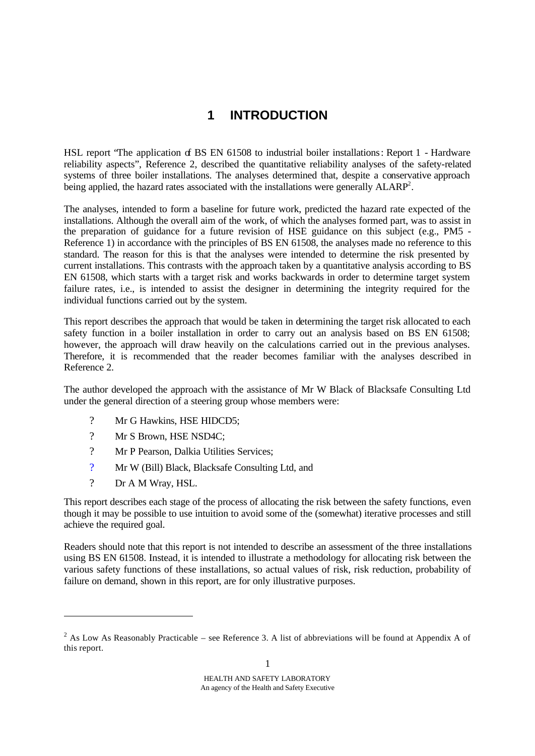# 1 INTRODUCTION

HSL report "The application of BS EN 61508 to industrial boiler installations: Report 1 - Hardware reliability aspects", Reference 2, described the quantitative reliability analyses of the safety-related systems of three boiler installations. The analyses determined that, despite a conservative approach being applied, the hazard rates associated with the installations were generally ALARP[2].

The analyses, intended to form a baseline for future work, predicted the hazard rate expected of the installations. Although the overall aim of the work, of which the analyses formed part, was to assist in the preparation of guidance for a future revision of HSE guidance on this subject (e.g., PM5 - Reference 1) in accordance with the principles of BS EN 61508, the analyses made no reference to this standard. The reason for this is that the analyses were intended to determine the risk presented by current installations. This contrasts with the approach taken by a quantitative analysis according to BS EN 61508, which starts with a target risk and works backwards in order to determine target system failure rates, i.e., is intended to assist the designer in determining the integrity required for the individual functions carried out by the system.

This report describes the approach that would be taken in determining the target risk allocated to each safety function in a boiler installation in order to carry out an analysis based on BS EN 61508; however, the approach will draw heavily on the calculations carried out in the previous analyses. Therefore, it is recommended that the reader becomes familiar with the analyses described in Reference 2.

The author developed the approach with the assistance of Mr W Black of Blacksafe Consulting Ltd under the general direction of a steering group whose members were:

- Mr G Hawkins, HSE HIDCD5;
- Mr S Brown, HSE NSD4C;
- Mr P Pearson, Dalkia Utilities Services;
- Mr W (Bill) Black, Blacksafe Consulting Ltd, and
- Dr A M Wray, HSL.

This report describes each stage of the process of allocating the risk between the safety functions, even though it may be possible to use intuition to avoid some of the (somewhat) iterative processes and still achieve the required goal.

Readers should note that this report is not intended to describe an assessment of the three installations using BS EN 61508. Instead, it is intended to illustrate a methodology for allocating risk between the various safety functions of these installations, so actual values of risk, risk reduction, probability of failure on demand, shown in this report, are for only illustrative purposes.

---

[2] As Low As Reasonably Practicable – see Reference 3. A list of abbreviations will be found at Appendix A of this report.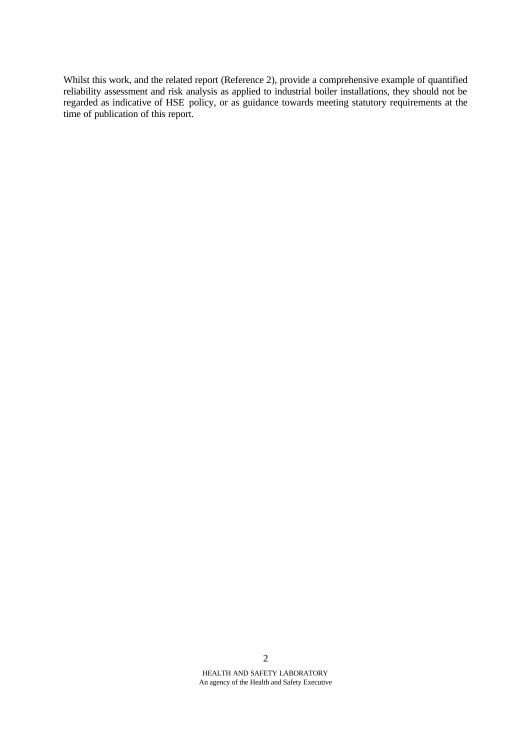Whilst this work, and the related report (Reference 2), provide a comprehensive example of quantified reliability assessment and risk analysis as applied to industrial boiler installations, they should not be regarded as indicative of HSE policy, or as guidance towards meeting statutory requirements at the time of publication of this report.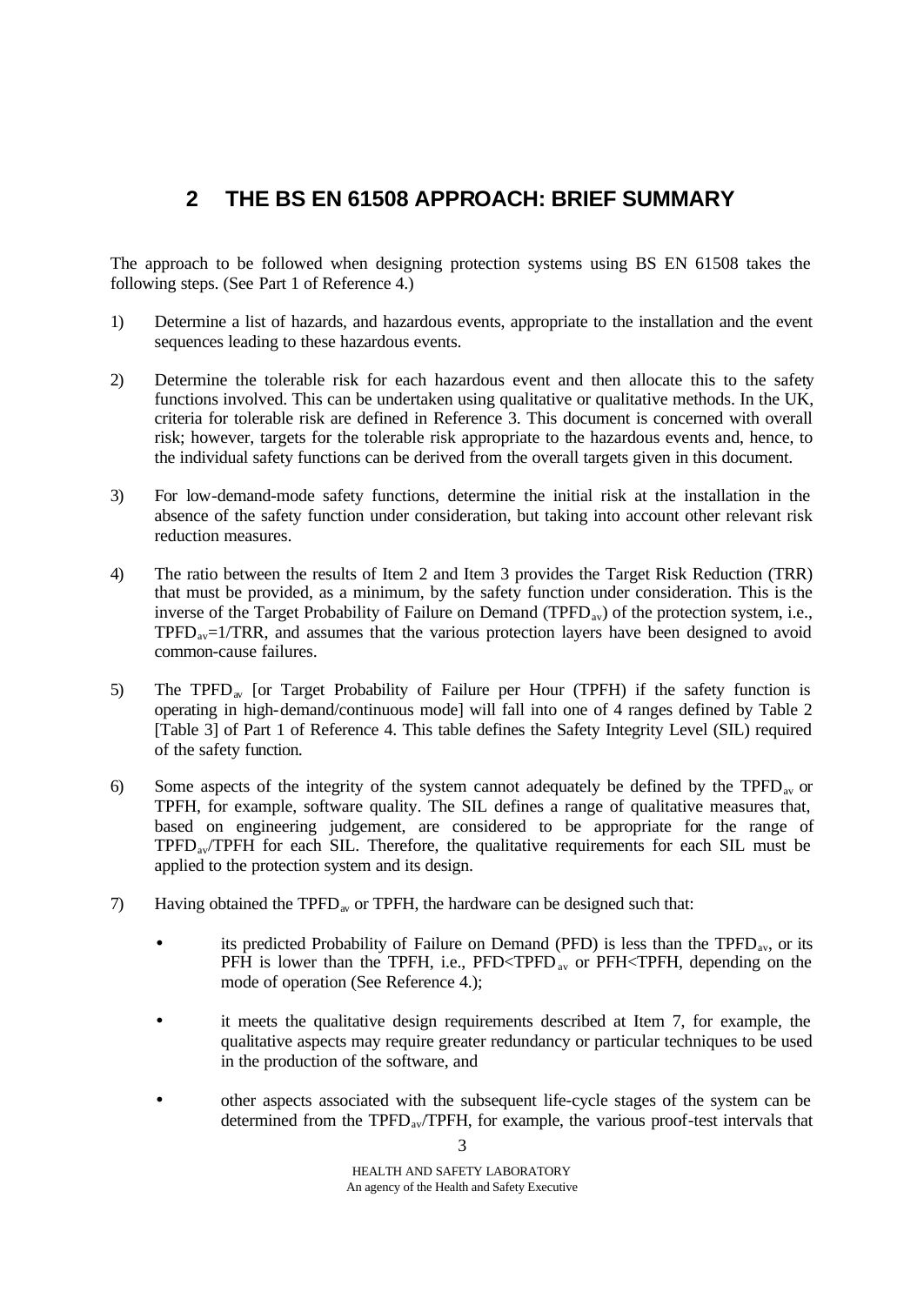## 2 THE BS EN 61508 APPROACH: BRIEF SUMMARY

The approach to be followed when designing protection systems using BS EN 61508 takes the following steps. (See Part 1 of Reference 4.)

1) Determine a list of hazards, and hazardous events, appropriate to the installation and the event sequences leading to these hazardous events.

2) Determine the tolerable risk for each hazardous event and then allocate this to the safety functions involved. This can be undertaken using qualitative or qualitative methods. In the UK, criteria for tolerable risk are defined in Reference 3. This document is concerned with overall risk; however, targets for the tolerable risk appropriate to the hazardous events and, hence, to the individual safety functions can be derived from the overall targets given in this document.

3) For low-demand-mode safety functions, determine the initial risk at the installation in the absence of the safety function under consideration, but taking into account other relevant risk reduction measures.

4) The ratio between the results of Item 2 and Item 3 provides the Target Risk Reduction (TRR) that must be provided, as a minimum, by the safety function under consideration. This is the inverse of the Target Probability of Failure on Demand ($TPFD_{av}$) of the protection system, i.e., $TPFD_{av}=1/TRR$, and assumes that the various protection layers have been designed to avoid common-cause failures.

5) The $TPFD_{av}$ [or Target Probability of Failure per Hour (TPFH) if the safety function is operating in high-demand/continuous mode] will fall into one of 4 ranges defined by Table 2 [Table 3] of Part 1 of Reference 4. This table defines the Safety Integrity Level (SIL) required of the safety function.

6) Some aspects of the integrity of the system cannot adequately be defined by the $TPFD_{av}$ or TPFH, for example, software quality. The SIL defines a range of qualitative measures that, based on engineering judgement, are considered to be appropriate for the range of $TPFD_{av}$/TPFH for each SIL. Therefore, the qualitative requirements for each SIL must be applied to the protection system and its design.

7) Having obtained the $TPFD_{av}$ or TPFH, the hardware can be designed such that:

   - its predicted Probability of Failure on Demand (PFD) is less than the $TPFD_{av}$, or its PFH is lower than the TPFH, i.e., $PFD<TPFD_{av}$ or $PFH<TPFH$, depending on the mode of operation (See Reference 4.);

   - it meets the qualitative design requirements described at Item 7, for example, the qualitative aspects may require greater redundancy or particular techniques to be used in the production of the software, and

   - other aspects associated with the subsequent life-cycle stages of the system can be determined from the $TPFD_{av}$/TPFH, for example, the various proof-test intervals that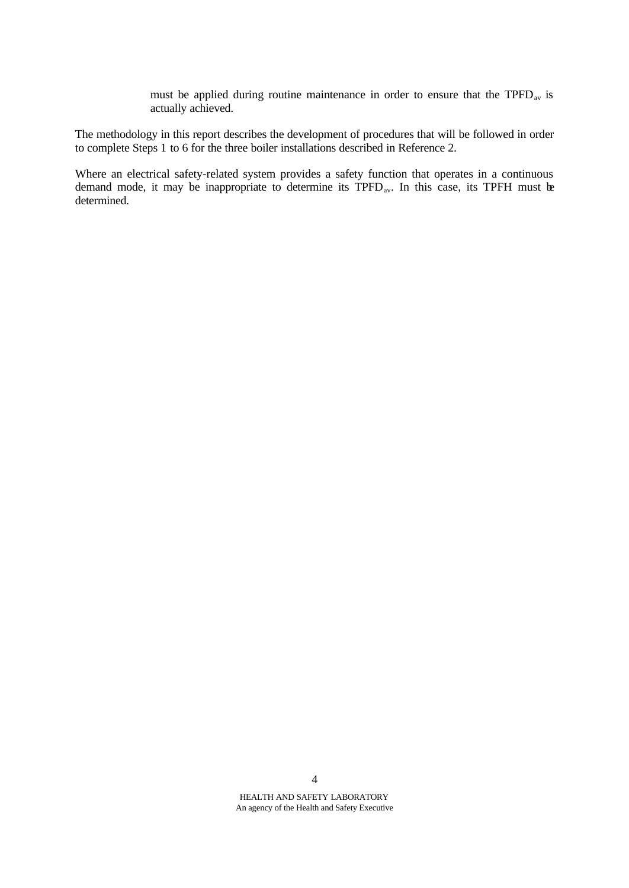must be applied during routine maintenance in order to ensure that the $TPFD_{av}$ is actually achieved.

The methodology in this report describes the development of procedures that will be followed in order to complete Steps 1 to 6 for the three boiler installations described in Reference 2.

Where an electrical safety-related system provides a safety function that operates in a continuous demand mode, it may be inappropriate to determine its $TPFD_{av}$. In this case, its TPFH must be determined.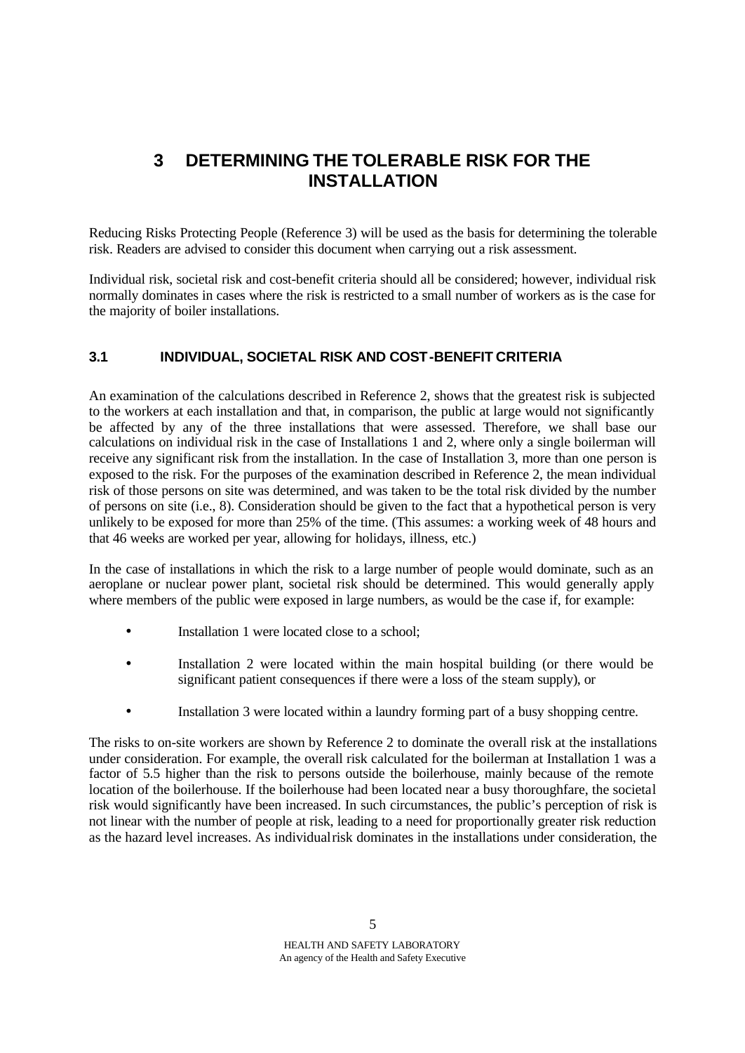# 3 DETERMINING THE TOLERABLE RISK FOR THE INSTALLATION

Reducing Risks Protecting People (Reference 3) will be used as the basis for determining the tolerable risk. Readers are advised to consider this document when carrying out a risk assessment.

Individual risk, societal risk and cost-benefit criteria should all be considered; however, individual risk normally dominates in cases where the risk is restricted to a small number of workers as is the case for the majority of boiler installations.

## 3.1 INDIVIDUAL, SOCIETAL RISK AND COST-BENEFIT CRITERIA

An examination of the calculations described in Reference 2, shows that the greatest risk is subjected to the workers at each installation and that, in comparison, the public at large would not significantly be affected by any of the three installations that were assessed. Therefore, we shall base our calculations on individual risk in the case of Installations 1 and 2, where only a single boilerman will receive any significant risk from the installation. In the case of Installation 3, more than one person is exposed to the risk. For the purposes of the examination described in Reference 2, the mean individual risk of those persons on site was determined, and was taken to be the total risk divided by the number of persons on site (i.e., 8). Consideration should be given to the fact that a hypothetical person is very unlikely to be exposed for more than 25% of the time. (This assumes: a working week of 48 hours and that 46 weeks are worked per year, allowing for holidays, illness, etc.)

In the case of installations in which the risk to a large number of people would dominate, such as an aeroplane or nuclear power plant, societal risk should be determined. This would generally apply where members of the public were exposed in large numbers, as would be the case if, for example:

- Installation 1 were located close to a school;
- Installation 2 were located within the main hospital building (or there would be significant patient consequences if there were a loss of the steam supply), or
- Installation 3 were located within a laundry forming part of a busy shopping centre.

The risks to on-site workers are shown by Reference 2 to dominate the overall risk at the installations under consideration. For example, the overall risk calculated for the boilerman at Installation 1 was a factor of 5.5 higher than the risk to persons outside the boilerhouse, mainly because of the remote location of the boilerhouse. If the boilerhouse had been located near a busy thoroughfare, the societal risk would significantly have been increased. In such circumstances, the public's perception of risk is not linear with the number of people at risk, leading to a need for proportionally greater risk reduction as the hazard level increases. As individual risk dominates in the installations under consideration, the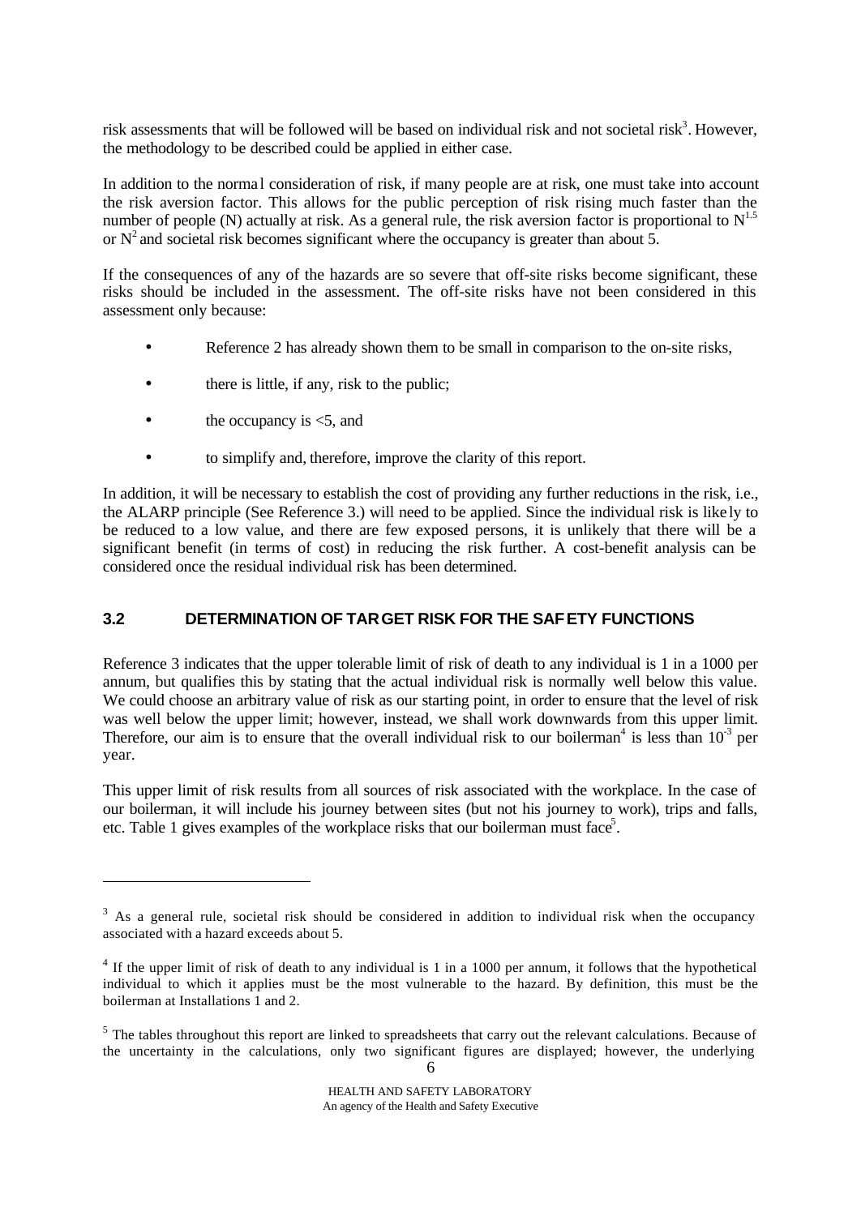risk assessments that will be followed will be based on individual risk and not societal risk[3]. However, the methodology to be described could be applied in either case.

In addition to the normal consideration of risk, if many people are at risk, one must take into account the risk aversion factor. This allows for the public perception of risk rising much faster than the number of people (N) actually at risk. As a general rule, the risk aversion factor is proportional to $N^{1.5}$ or $N^2$ and societal risk becomes significant where the occupancy is greater than about 5.

If the consequences of any of the hazards are so severe that off-site risks become significant, these risks should be included in the assessment. The off-site risks have not been considered in this assessment only because:

- Reference 2 has already shown them to be small in comparison to the on-site risks,
- there is little, if any, risk to the public;
- the occupancy is <5, and
- to simplify and, therefore, improve the clarity of this report.

In addition, it will be necessary to establish the cost of providing any further reductions in the risk, i.e., the ALARP principle (See Reference 3.) will need to be applied. Since the individual risk is likely to be reduced to a low value, and there are few exposed persons, it is unlikely that there will be a significant benefit (in terms of cost) in reducing the risk further. A cost-benefit analysis can be considered once the residual individual risk has been determined.

## 3.2 DETERMINATION OF TARGET RISK FOR THE SAFETY FUNCTIONS

Reference 3 indicates that the upper tolerable limit of risk of death to any individual is 1 in a 1000 per annum, but qualifies this by stating that the actual individual risk is normally well below this value. We could choose an arbitrary value of risk as our starting point, in order to ensure that the level of risk was well below the upper limit; however, instead, we shall work downwards from this upper limit. Therefore, our aim is to ensure that the overall individual risk to our boilerman[4] is less than $10^{-3}$ per year.

This upper limit of risk results from all sources of risk associated with the workplace. In the case of our boilerman, it will include his journey between sites (but not his journey to work), trips and falls, etc. Table 1 gives examples of the workplace risks that our boilerman must face[5].

---

[3] As a general rule, societal risk should be considered in addition to individual risk when the occupancy associated with a hazard exceeds about 5.

[4] If the upper limit of risk of death to any individual is 1 in a 1000 per annum, it follows that the hypothetical individual to which it applies must be the most vulnerable to the hazard. By definition, this must be the boilerman at Installations 1 and 2.

[5] The tables throughout this report are linked to spreadsheets that carry out the relevant calculations. Because of the uncertainty in the calculations, only two significant figures are displayed; however, the underlying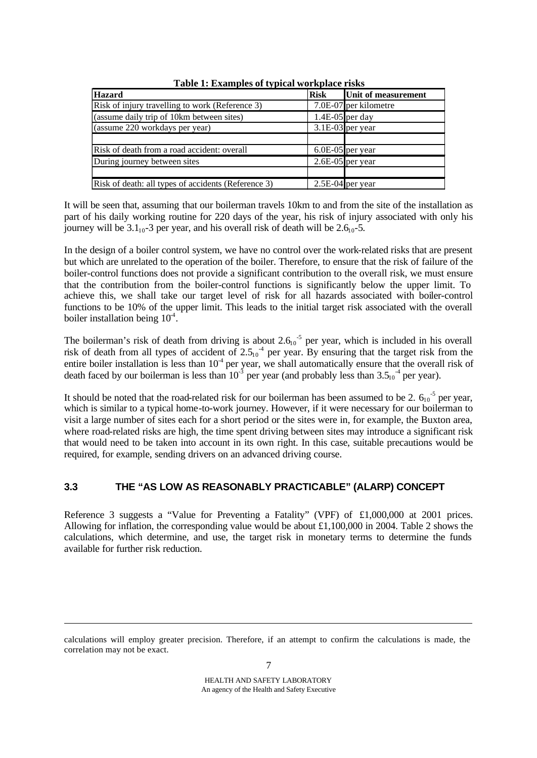**Table 1: Examples of typical workplace risks**

| Hazard | Risk | Unit of measurement |
|---|---|---|
| Risk of injury travelling to work (Reference 3) | 7.0E-07 | per kilometre |
| (assume daily trip of 10km between sites) | 1.4E-05 | per day |
| (assume 220 workdays per year) | 3.1E-03 | per year |
| | | |
| Risk of death from a road accident: overall | 6.0E-05 | per year |
| During journey between sites | 2.6E-05 | per year |
| | | |
| Risk of death: all types of accidents (Reference 3) | 2.5E-04 | per year |

It will be seen that, assuming that our boilerman travels 10km to and from the site of the installation as part of his daily working routine for 220 days of the year, his risk of injury associated with only his journey will be $3.1_{10}$-3 per year, and his overall risk of death will be $2.6_{10}$-5.

In the design of a boiler control system, we have no control over the work-related risks that are present but which are unrelated to the operation of the boiler. Therefore, to ensure that the risk of failure of the boiler-control functions does not provide a significant contribution to the overall risk, we must ensure that the contribution from the boiler-control functions is significantly below the upper limit. To achieve this, we shall take our target level of risk for all hazards associated with boiler-control functions to be 10% of the upper limit. This leads to the initial target risk associated with the overall boiler installation being $10^{-4}$.

The boilerman's risk of death from driving is about $2.6_{10}^{-5}$ per year, which is included in his overall risk of death from all types of accident of $2.5_{10}^{-4}$ per year. By ensuring that the target risk from the entire boiler installation is less than $10^{-4}$ per year, we shall automatically ensure that the overall risk of death faced by our boilerman is less than $10^{-3}$ per year (and probably less than $3.5_{10}^{-4}$ per year).

It should be noted that the road-related risk for our boilerman has been assumed to be 2. $6_{10}^{-5}$ per year, which is similar to a typical home-to-work journey. However, if it were necessary for our boilerman to visit a large number of sites each for a short period or the sites were in, for example, the Buxton area, where road-related risks are high, the time spent driving between sites may introduce a significant risk that would need to be taken into account in its own right. In this case, suitable precautions would be required, for example, sending drivers on an advanced driving course.

### 3.3 THE "AS LOW AS REASONABLY PRACTICABLE" (ALARP) CONCEPT

Reference 3 suggests a "Value for Preventing a Fatality" (VPF) of £1,000,000 at 2001 prices. Allowing for inflation, the corresponding value would be about £1,100,000 in 2004. Table 2 shows the calculations, which determine, and use, the target risk in monetary terms to determine the funds available for further risk reduction.

---

calculations will employ greater precision. Therefore, if an attempt to confirm the calculations is made, the correlation may not be exact.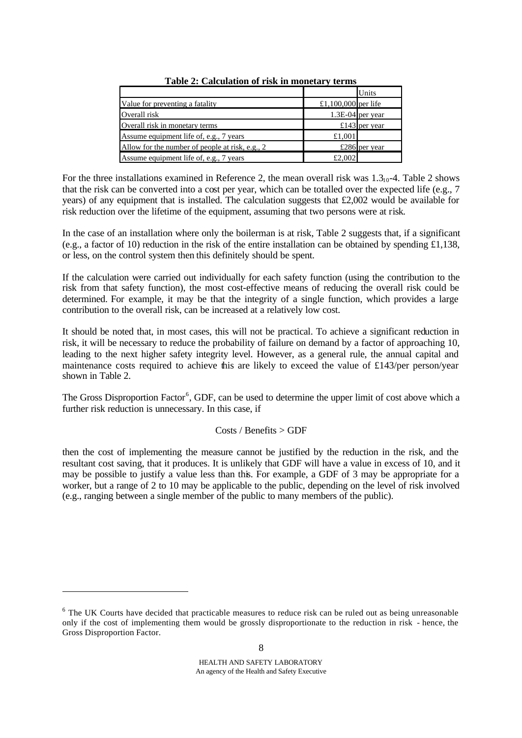**Table 2: Calculation of risk in monetary terms**

| | | Units |
|---|---|---|
| Value for preventing a fatality | £1,100,000 | per life |
| Overall risk | 1.3E-04 | per year |
| Overall risk in monetary terms | £143 | per year |
| Assume equipment life of, e.g., 7 years | £1,001 | |
| Allow for the number of people at risk, e.g., 2 | £286 | per year |
| Assume equipment life of, e.g., 7 years | £2,002 | |

For the three installations examined in Reference 2, the mean overall risk was $1.3_{10}$-4. Table 2 shows that the risk can be converted into a cost per year, which can be totalled over the expected life (e.g., 7 years) of any equipment that is installed. The calculation suggests that £2,002 would be available for risk reduction over the lifetime of the equipment, assuming that two persons were at risk.

In the case of an installation where only the boilerman is at risk, Table 2 suggests that, if a significant (e.g., a factor of 10) reduction in the risk of the entire installation can be obtained by spending £1,138, or less, on the control system then this definitely should be spent.

If the calculation were carried out individually for each safety function (using the contribution to the risk from that safety function), the most cost-effective means of reducing the overall risk could be determined. For example, it may be that the integrity of a single function, which provides a large contribution to the overall risk, can be increased at a relatively low cost.

It should be noted that, in most cases, this will not be practical. To achieve a significant reduction in risk, it will be necessary to reduce the probability of failure on demand by a factor of approaching 10, leading to the next higher safety integrity level. However, as a general rule, the annual capital and maintenance costs required to achieve this are likely to exceed the value of £143/per person/year shown in Table 2.

The Gross Disproportion Factor[6], GDF, can be used to determine the upper limit of cost above which a further risk reduction is unnecessary. In this case, if

$$\text{Costs / Benefits} > \text{GDF}$$

then the cost of implementing the measure cannot be justified by the reduction in the risk, and the resultant cost saving, that it produces. It is unlikely that GDF will have a value in excess of 10, and it may be possible to justify a value less than this. For example, a GDF of 3 may be appropriate for a worker, but a range of 2 to 10 may be applicable to the public, depending on the level of risk involved (e.g., ranging between a single member of the public to many members of the public).

[6] The UK Courts have decided that practicable measures to reduce risk can be ruled out as being unreasonable only if the cost of implementing them would be grossly disproportionate to the reduction in risk - hence, the Gross Disproportion Factor.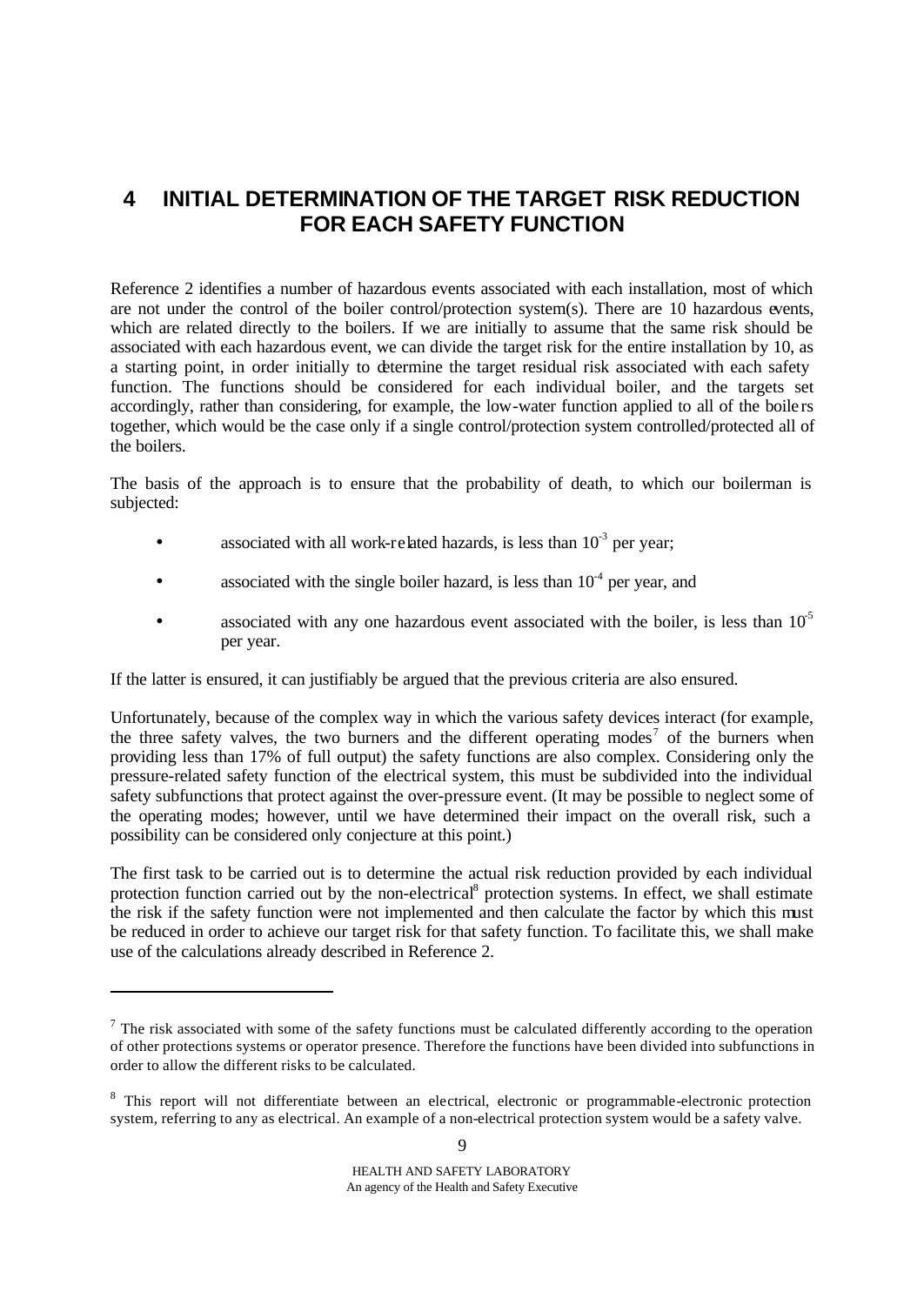# 4 INITIAL DETERMINATION OF THE TARGET RISK REDUCTION FOR EACH SAFETY FUNCTION

Reference 2 identifies a number of hazardous events associated with each installation, most of which are not under the control of the boiler control/protection system(s). There are 10 hazardous events, which are related directly to the boilers. If we are initially to assume that the same risk should be associated with each hazardous event, we can divide the target risk for the entire installation by 10, as a starting point, in order initially to determine the target residual risk associated with each safety function. The functions should be considered for each individual boiler, and the targets set accordingly, rather than considering, for example, the low-water function applied to all of the boilers together, which would be the case only if a single control/protection system controlled/protected all of the boilers.

The basis of the approach is to ensure that the probability of death, to which our boilerman is subjected:

- associated with all work-related hazards, is less than $10^{-3}$ per year;
- associated with the single boiler hazard, is less than $10^{-4}$ per year, and
- associated with any one hazardous event associated with the boiler, is less than $10^{-5}$ per year.

If the latter is ensured, it can justifiably be argued that the previous criteria are also ensured.

Unfortunately, because of the complex way in which the various safety devices interact (for example, the three safety valves, the two burners and the different operating modes[7] of the burners when providing less than 17% of full output) the safety functions are also complex. Considering only the pressure-related safety function of the electrical system, this must be subdivided into the individual safety subfunctions that protect against the over-pressure event. (It may be possible to neglect some of the operating modes; however, until we have determined their impact on the overall risk, such a possibility can be considered only conjecture at this point.)

The first task to be carried out is to determine the actual risk reduction provided by each individual protection function carried out by the non-electrical[8] protection systems. In effect, we shall estimate the risk if the safety function were not implemented and then calculate the factor by which this must be reduced in order to achieve our target risk for that safety function. To facilitate this, we shall make use of the calculations already described in Reference 2.

---

[7] The risk associated with some of the safety functions must be calculated differently according to the operation of other protections systems or operator presence. Therefore the functions have been divided into subfunctions in order to allow the different risks to be calculated.

[8] This report will not differentiate between an electrical, electronic or programmable-electronic protection system, referring to any as electrical. An example of a non-electrical protection system would be a safety valve.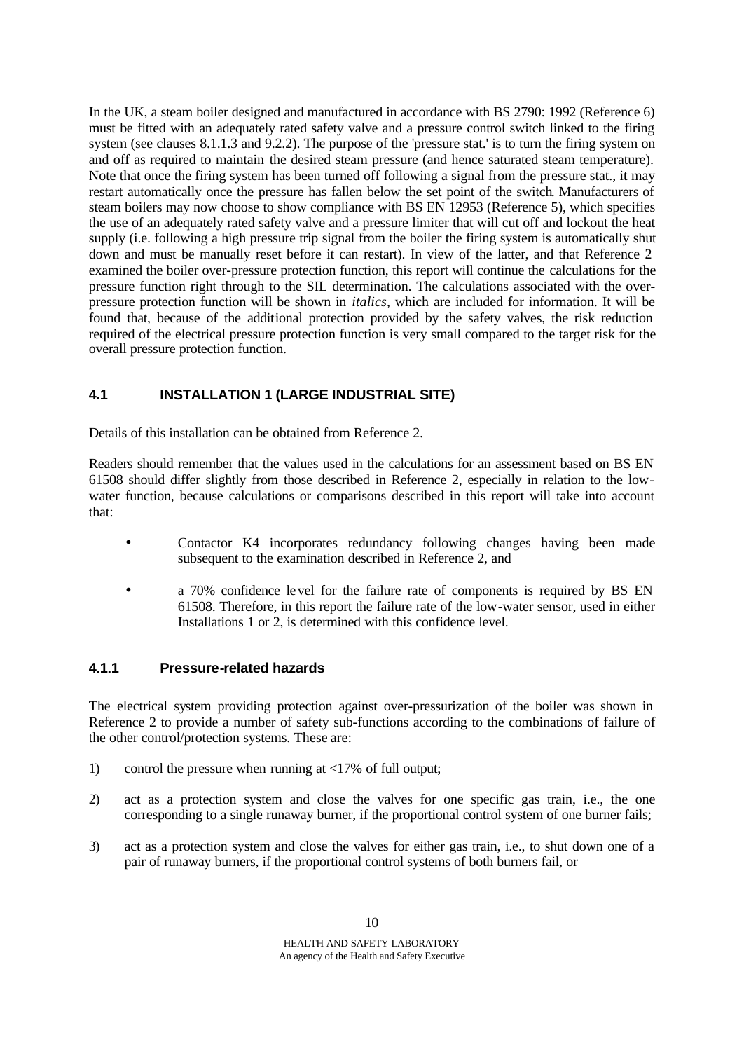In the UK, a steam boiler designed and manufactured in accordance with BS 2790: 1992 (Reference 6) must be fitted with an adequately rated safety valve and a pressure control switch linked to the firing system (see clauses 8.1.1.3 and 9.2.2). The purpose of the 'pressure stat.' is to turn the firing system on and off as required to maintain the desired steam pressure (and hence saturated steam temperature). Note that once the firing system has been turned off following a signal from the pressure stat., it may restart automatically once the pressure has fallen below the set point of the switch. Manufacturers of steam boilers may now choose to show compliance with BS EN 12953 (Reference 5), which specifies the use of an adequately rated safety valve and a pressure limiter that will cut off and lockout the heat supply (i.e. following a high pressure trip signal from the boiler the firing system is automatically shut down and must be manually reset before it can restart). In view of the latter, and that Reference 2 examined the boiler over-pressure protection function, this report will continue the calculations for the pressure function right through to the SIL determination. The calculations associated with the over-pressure protection function will be shown in *italics*, which are included for information. It will be found that, because of the additional protection provided by the safety valves, the risk reduction required of the electrical pressure protection function is very small compared to the target risk for the overall pressure protection function.

### 4.1 INSTALLATION 1 (LARGE INDUSTRIAL SITE)

Details of this installation can be obtained from Reference 2.

Readers should remember that the values used in the calculations for an assessment based on BS EN 61508 should differ slightly from those described in Reference 2, especially in relation to the low-water function, because calculations or comparisons described in this report will take into account that:

- Contactor K4 incorporates redundancy following changes having been made subsequent to the examination described in Reference 2, and
- a 70% confidence level for the failure rate of components is required by BS EN 61508. Therefore, in this report the failure rate of the low-water sensor, used in either Installations 1 or 2, is determined with this confidence level.

#### 4.1.1 Pressure-related hazards

The electrical system providing protection against over-pressurization of the boiler was shown in Reference 2 to provide a number of safety sub-functions according to the combinations of failure of the other control/protection systems. These are:

1) control the pressure when running at <17% of full output;

2) act as a protection system and close the valves for one specific gas train, i.e., the one corresponding to a single runaway burner, if the proportional control system of one burner fails;

3) act as a protection system and close the valves for either gas train, i.e., to shut down one of a pair of runaway burners, if the proportional control systems of both burners fail, or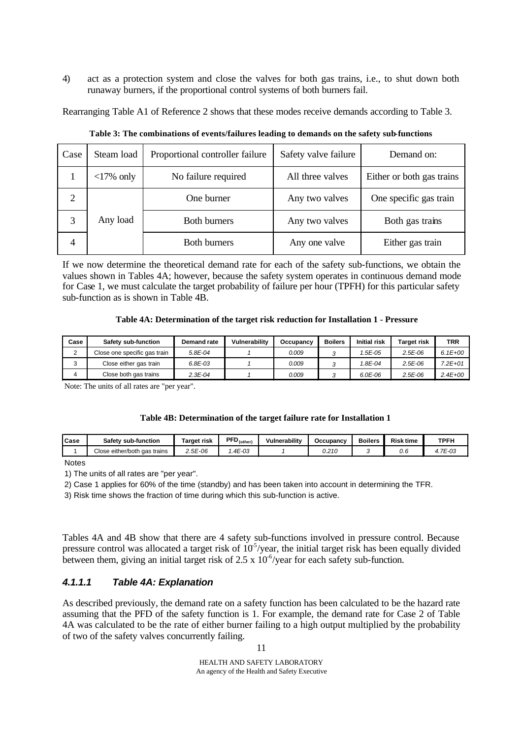4) act as a protection system and close the valves for both gas trains, i.e., to shut down both runaway burners, if the proportional control systems of both burners fail.

Rearranging Table A1 of Reference 2 shows that these modes receive demands according to Table 3.

**Table 3: The combinations of events/failures leading to demands on the safety sub-functions**

| Case | Steam load | Proportional controller failure | Safety valve failure | Demand on: |
|---|---|---|---|---|
| 1 | <17% only | No failure required | All three valves | Either or both gas trains |
| 2 | Any load | One burner | Any two valves | One specific gas train |
| 3 | | Both burners | Any two valves | Both gas trains |
| 4 | | Both burners | Any one valve | Either gas train |

If we now determine the theoretical demand rate for each of the safety sub-functions, we obtain the values shown in Tables 4A; however, because the safety system operates in continuous demand mode for Case 1, we must calculate the target probability of failure per hour (TPFH) for this particular safety sub-function as is shown in Table 4B.

**Table 4A: Determination of the target risk reduction for Installation 1 - Pressure**

| Case | Safety sub-function | Demand rate | Vulnerability | Occupancy | Boilers | Initial risk | Target risk | TRR |
|---|---|---|---|---|---|---|---|---|
| 2 | Close one specific gas train | 5.8E-04 | 1 | 0.009 | 3 | 1.5E-05 | 2.5E-06 | 6.1E+00 |
| 3 | Close either gas train | 6.8E-03 | 1 | 0.009 | 3 | 1.8E-04 | 2.5E-06 | 7.2E+01 |
| 4 | Close both gas trains | 2.3E-04 | 1 | 0.009 | 3 | 6.0E-06 | 2.5E-06 | 2.4E+00 |

Note: The units of all rates are "per year".

**Table 4B: Determination of the target failure rate for Installation 1**

| Case | Safety sub-function | Target risk | $PFD_{(other)}$ | Vulnerability | Occupancy | Boilers | Risk time | TPFH |
|---|---|---|---|---|---|---|---|---|
| 1 | Close either/both gas trains | 2.5E-06 | 1.4E-03 | 1 | 0.210 | 3 | 0.6 | 4.7E-03 |

Notes

1) The units of all rates are "per year".

2) Case 1 applies for 60% of the time (standby) and has been taken into account in determining the TFR.

3) Risk time shows the fraction of time during which this sub-function is active.

Tables 4A and 4B show that there are 4 safety sub-functions involved in pressure control. Because pressure control was allocated a target risk of $10^{-5}$/year, the initial target risk has been equally divided between them, giving an initial target risk of $2.5 \times 10^{-6}$/year for each safety sub-function.

### *4.1.1.1 Table 4A: Explanation*

As described previously, the demand rate on a safety function has been calculated to be the hazard rate assuming that the PFD of the safety function is 1. For example, the demand rate for Case 2 of Table 4A was calculated to be the rate of either burner failing to a high output multiplied by the probability of two of the safety valves concurrently failing.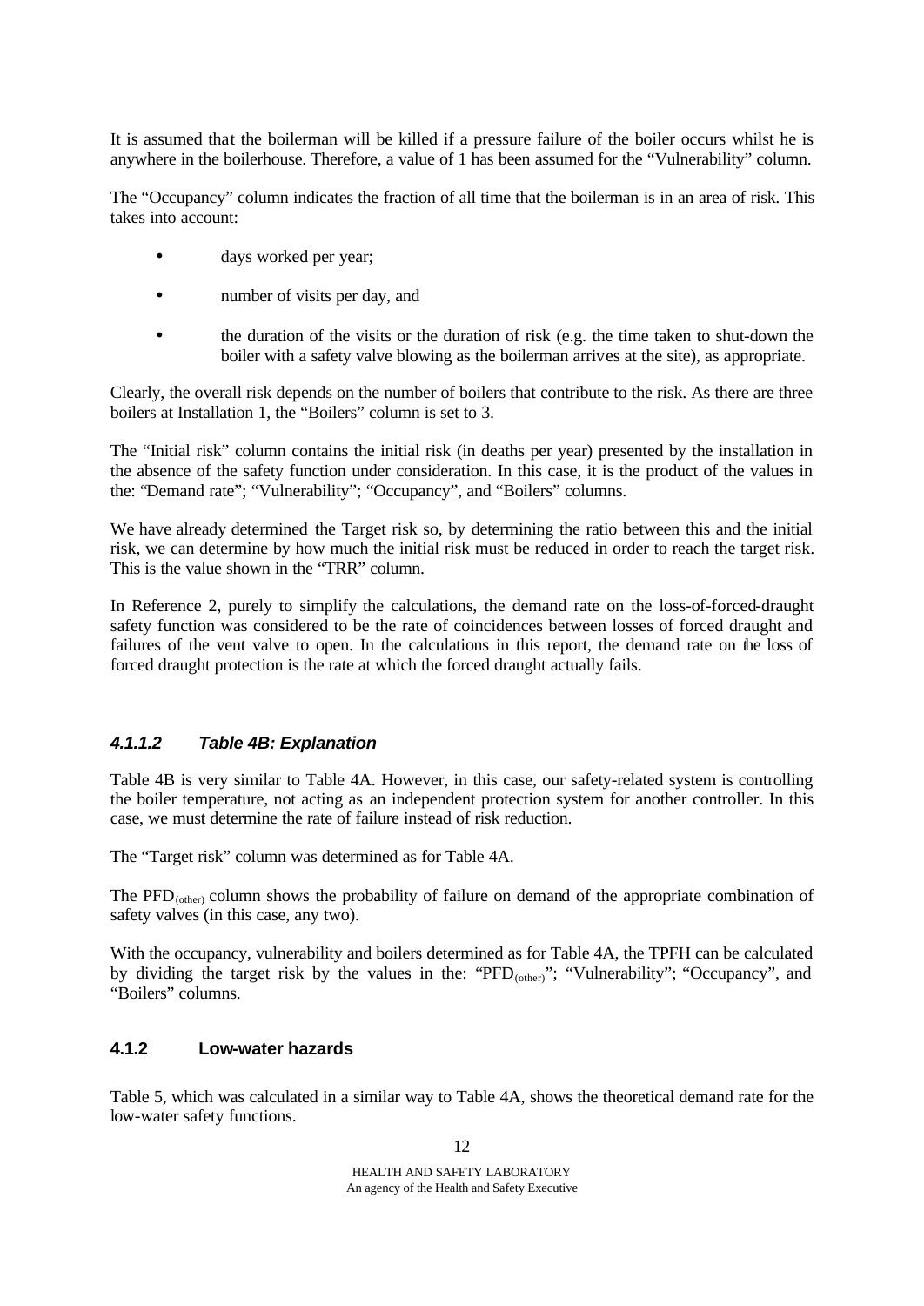It is assumed that the boilerman will be killed if a pressure failure of the boiler occurs whilst he is anywhere in the boilerhouse. Therefore, a value of 1 has been assumed for the "Vulnerability" column.

The "Occupancy" column indicates the fraction of all time that the boilerman is in an area of risk. This takes into account:

- days worked per year;
- number of visits per day, and
- the duration of the visits or the duration of risk (e.g. the time taken to shut-down the boiler with a safety valve blowing as the boilerman arrives at the site), as appropriate.

Clearly, the overall risk depends on the number of boilers that contribute to the risk. As there are three boilers at Installation 1, the "Boilers" column is set to 3.

The "Initial risk" column contains the initial risk (in deaths per year) presented by the installation in the absence of the safety function under consideration. In this case, it is the product of the values in the: "Demand rate"; "Vulnerability"; "Occupancy", and "Boilers" columns.

We have already determined the Target risk so, by determining the ratio between this and the initial risk, we can determine by how much the initial risk must be reduced in order to reach the target risk. This is the value shown in the "TRR" column.

In Reference 2, purely to simplify the calculations, the demand rate on the loss-of-forced-draught safety function was considered to be the rate of coincidences between losses of forced draught and failures of the vent valve to open. In the calculations in this report, the demand rate on the loss of forced draught protection is the rate at which the forced draught actually fails.

#### *4.1.1.2 Table 4B: Explanation*

Table 4B is very similar to Table 4A. However, in this case, our safety-related system is controlling the boiler temperature, not acting as an independent protection system for another controller. In this case, we must determine the rate of failure instead of risk reduction.

The "Target risk" column was determined as for Table 4A.

The $PFD_{(other)}$ column shows the probability of failure on demand of the appropriate combination of safety valves (in this case, any two).

With the occupancy, vulnerability and boilers determined as for Table 4A, the TPFH can be calculated by dividing the target risk by the values in the: "$PFD_{(other)}$"; "Vulnerability"; "Occupancy", and "Boilers" columns.

### 4.1.2 Low-water hazards

Table 5, which was calculated in a similar way to Table 4A, shows the theoretical demand rate for the low-water safety functions.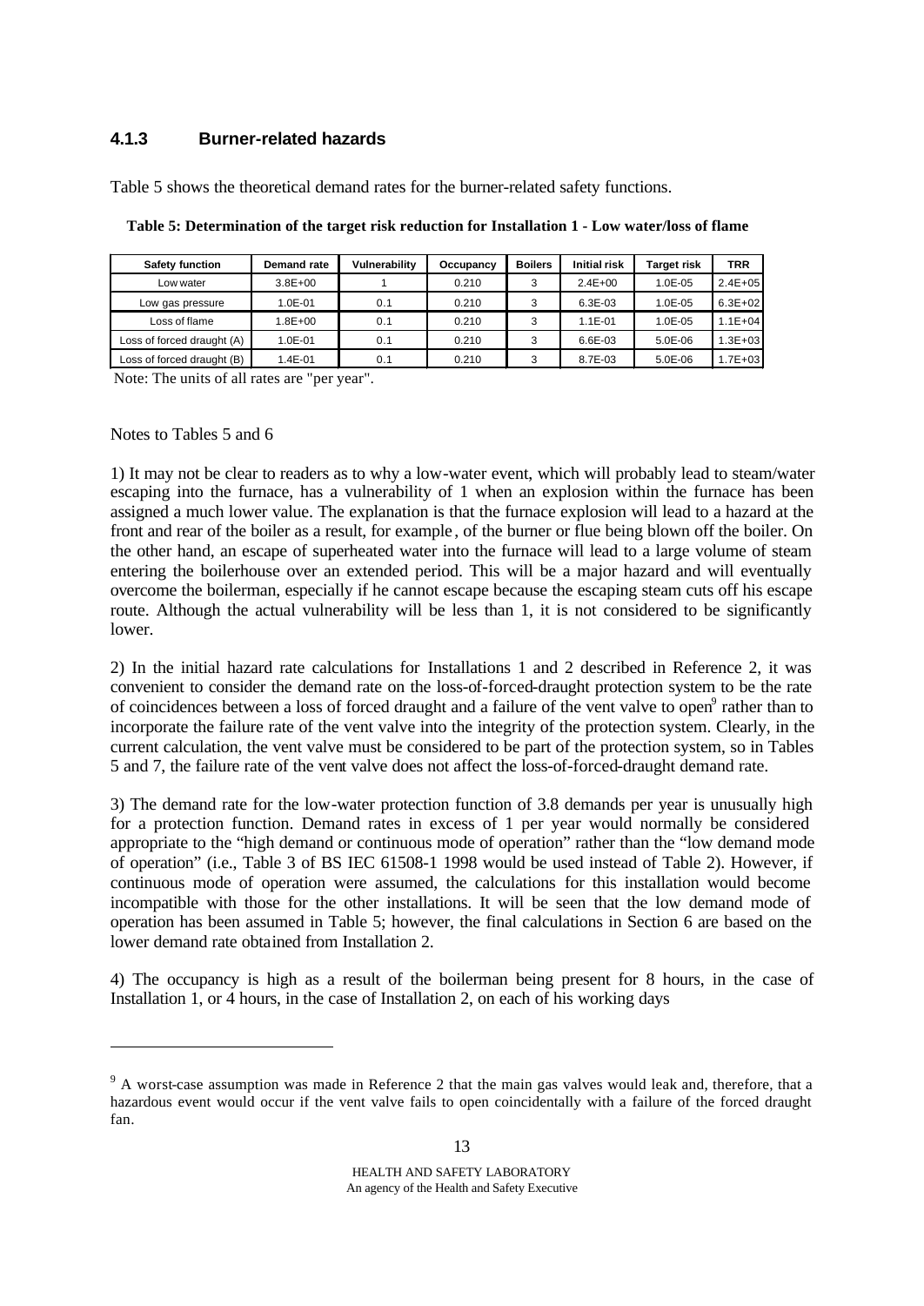### 4.1.3 Burner-related hazards

Table 5 shows the theoretical demand rates for the burner-related safety functions.

**Table 5: Determination of the target risk reduction for Installation 1 - Low water/loss of flame**

| Safety function | Demand rate | Vulnerability | Occupancy | Boilers | Initial risk | Target risk | TRR |
|---|---|---|---|---|---|---|---|
| Low water | 3.8E+00 | 1 | 0.210 | 3 | 2.4E+00 | 1.0E-05 | 2.4E+05 |
| Low gas pressure | 1.0E-01 | 0.1 | 0.210 | 3 | 6.3E-03 | 1.0E-05 | 6.3E+02 |
| Loss of flame | 1.8E+00 | 0.1 | 0.210 | 3 | 1.1E-01 | 1.0E-05 | 1.1E+04 |
| Loss of forced draught (A) | 1.0E-01 | 0.1 | 0.210 | 3 | 6.6E-03 | 5.0E-06 | 1.3E+03 |
| Loss of forced draught (B) | 1.4E-01 | 0.1 | 0.210 | 3 | 8.7E-03 | 5.0E-06 | 1.7E+03 |

Note: The units of all rates are "per year".

Notes to Tables 5 and 6

1) It may not be clear to readers as to why a low-water event, which will probably lead to steam/water escaping into the furnace, has a vulnerability of 1 when an explosion within the furnace has been assigned a much lower value. The explanation is that the furnace explosion will lead to a hazard at the front and rear of the boiler as a result, for example, of the burner or flue being blown off the boiler. On the other hand, an escape of superheated water into the furnace will lead to a large volume of steam entering the boilerhouse over an extended period. This will be a major hazard and will eventually overcome the boilerman, especially if he cannot escape because the escaping steam cuts off his escape route. Although the actual vulnerability will be less than 1, it is not considered to be significantly lower.

2) In the initial hazard rate calculations for Installations 1 and 2 described in Reference 2, it was convenient to consider the demand rate on the loss-of-forced-draught protection system to be the rate of coincidences between a loss of forced draught and a failure of the vent valve to open[9] rather than to incorporate the failure rate of the vent valve into the integrity of the protection system. Clearly, in the current calculation, the vent valve must be considered to be part of the protection system, so in Tables 5 and 7, the failure rate of the vent valve does not affect the loss-of-forced-draught demand rate.

3) The demand rate for the low-water protection function of 3.8 demands per year is unusually high for a protection function. Demand rates in excess of 1 per year would normally be considered appropriate to the "high demand or continuous mode of operation" rather than the "low demand mode of operation" (i.e., Table 3 of BS IEC 61508-1 1998 would be used instead of Table 2). However, if continuous mode of operation were assumed, the calculations for this installation would become incompatible with those for the other installations. It will be seen that the low demand mode of operation has been assumed in Table 5; however, the final calculations in Section 6 are based on the lower demand rate obtained from Installation 2.

4) The occupancy is high as a result of the boilerman being present for 8 hours, in the case of Installation 1, or 4 hours, in the case of Installation 2, on each of his working days

[9] A worst-case assumption was made in Reference 2 that the main gas valves would leak and, therefore, that a hazardous event would occur if the vent valve fails to open coincidentally with a failure of the forced draught fan.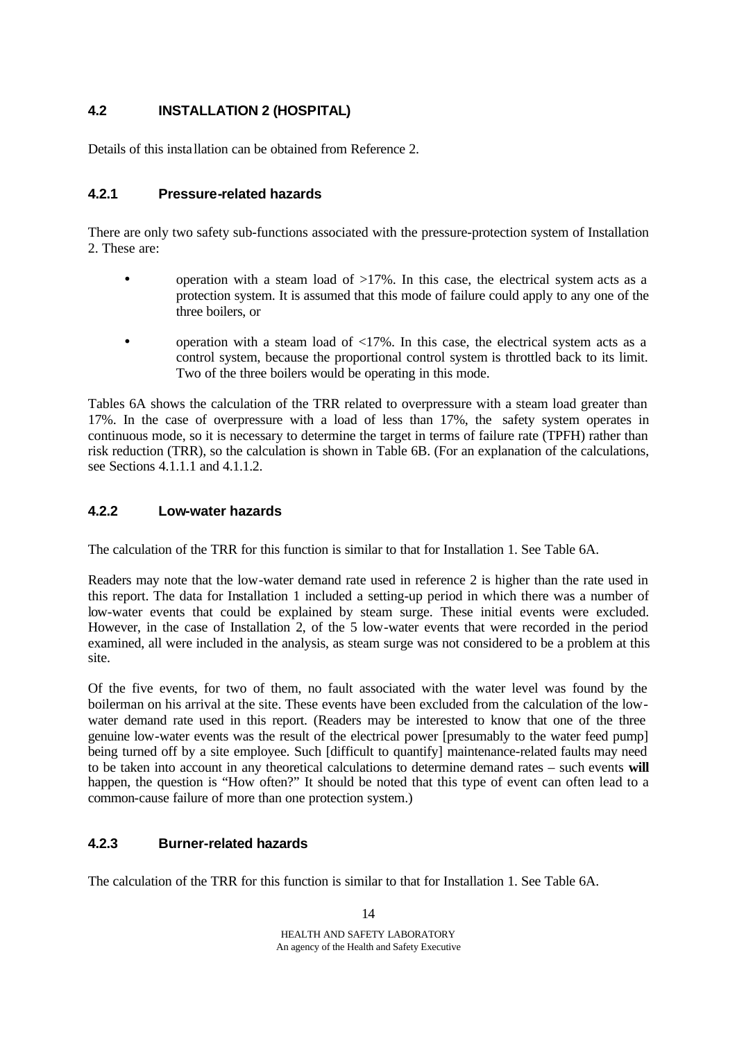## 4.2 INSTALLATION 2 (HOSPITAL)

Details of this installation can be obtained from Reference 2.

### 4.2.1 Pressure-related hazards

There are only two safety sub-functions associated with the pressure-protection system of Installation 2. These are:

- operation with a steam load of >17%. In this case, the electrical system acts as a protection system. It is assumed that this mode of failure could apply to any one of the three boilers, or
- operation with a steam load of <17%. In this case, the electrical system acts as a control system, because the proportional control system is throttled back to its limit. Two of the three boilers would be operating in this mode.

Tables 6A shows the calculation of the TRR related to overpressure with a steam load greater than 17%. In the case of overpressure with a load of less than 17%, the safety system operates in continuous mode, so it is necessary to determine the target in terms of failure rate (TPFH) rather than risk reduction (TRR), so the calculation is shown in Table 6B. (For an explanation of the calculations, see Sections 4.1.1.1 and 4.1.1.2.

### 4.2.2 Low-water hazards

The calculation of the TRR for this function is similar to that for Installation 1. See Table 6A.

Readers may note that the low-water demand rate used in reference 2 is higher than the rate used in this report. The data for Installation 1 included a setting-up period in which there was a number of low-water events that could be explained by steam surge. These initial events were excluded. However, in the case of Installation 2, of the 5 low-water events that were recorded in the period examined, all were included in the analysis, as steam surge was not considered to be a problem at this site.

Of the five events, for two of them, no fault associated with the water level was found by the boilerman on his arrival at the site. These events have been excluded from the calculation of the low-water demand rate used in this report. (Readers may be interested to know that one of the three genuine low-water events was the result of the electrical power [presumably to the water feed pump] being turned off by a site employee. Such [difficult to quantify] maintenance-related faults may need to be taken into account in any theoretical calculations to determine demand rates – such events **will** happen, the question is "How often?" It should be noted that this type of event can often lead to a common-cause failure of more than one protection system.)

### 4.2.3 Burner-related hazards

The calculation of the TRR for this function is similar to that for Installation 1. See Table 6A.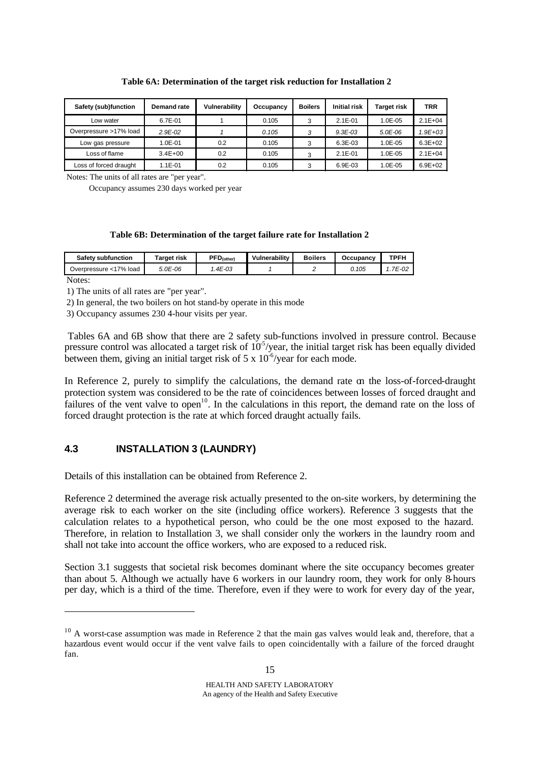**Table 6A: Determination of the target risk reduction for Installation 2**

| Safety (sub)function | Demand rate | Vulnerability | Occupancy | Boilers | Initial risk | Target risk | TRR |
|---|---|---|---|---|---|---|---|
| Low water | 6.7E-01 | 1 | 0.105 | 3 | 2.1E-01 | 1.0E-05 | 2.1E+04 |
| *Overpressure >17% load* | *2.9E-02* | *1* | *0.105* | *3* | *9.3E-03* | *5.0E-06* | *1.9E+03* |
| Low gas pressure | 1.0E-01 | 0.2 | 0.105 | 3 | 6.3E-03 | 1.0E-05 | 6.3E+02 |
| Loss of flame | 3.4E+00 | 0.2 | 0.105 | 3 | 2.1E-01 | 1.0E-05 | 2.1E+04 |
| Loss of forced draught | 1.1E-01 | 0.2 | 0.105 | 3 | 6.9E-03 | 1.0E-05 | 6.9E+02 |

Notes: The units of all rates are "per year".

Occupancy assumes 230 days worked per year

**Table 6B: Determination of the target failure rate for Installation 2**

| Safety subfunction | Target risk | $PFD_{(other)}$ | Vulnerability | Boilers | Occupancy | TPFH |
|---|---|---|---|---|---|---|
| Overpressure <17% load | *5.0E-06* | *1.4E-03* | *1* | *2* | *0.105* | *1.7E-02* |

Notes:

1) The units of all rates are "per year".

2) In general, the two boilers on hot stand-by operate in this mode

3) Occupancy assumes 230 4-hour visits per year.

Tables 6A and 6B show that there are 2 safety sub-functions involved in pressure control. Because pressure control was allocated a target risk of $10^{-5}$/year, the initial target risk has been equally divided between them, giving an initial target risk of $5 \times 10^{-6}$/year for each mode.

In Reference 2, purely to simplify the calculations, the demand rate on the loss-of-forced-draught protection system was considered to be the rate of coincidences between losses of forced draught and failures of the vent valve to open[10]. In the calculations in this report, the demand rate on the loss of forced draught protection is the rate at which forced draught actually fails.

## 4.3 INSTALLATION 3 (LAUNDRY)

Details of this installation can be obtained from Reference 2.

Reference 2 determined the average risk actually presented to the on-site workers, by determining the average risk to each worker on the site (including office workers). Reference 3 suggests that the calculation relates to a hypothetical person, who could be the one most exposed to the hazard. Therefore, in relation to Installation 3, we shall consider only the workers in the laundry room and shall not take into account the office workers, who are exposed to a reduced risk.

Section 3.1 suggests that societal risk becomes dominant where the site occupancy becomes greater than about 5. Although we actually have 6 workers in our laundry room, they work for only 8-hours per day, which is a third of the time. Therefore, even if they were to work for every day of the year,

[10] A worst-case assumption was made in Reference 2 that the main gas valves would leak and, therefore, that a hazardous event would occur if the vent valve fails to open coincidentally with a failure of the forced draught fan.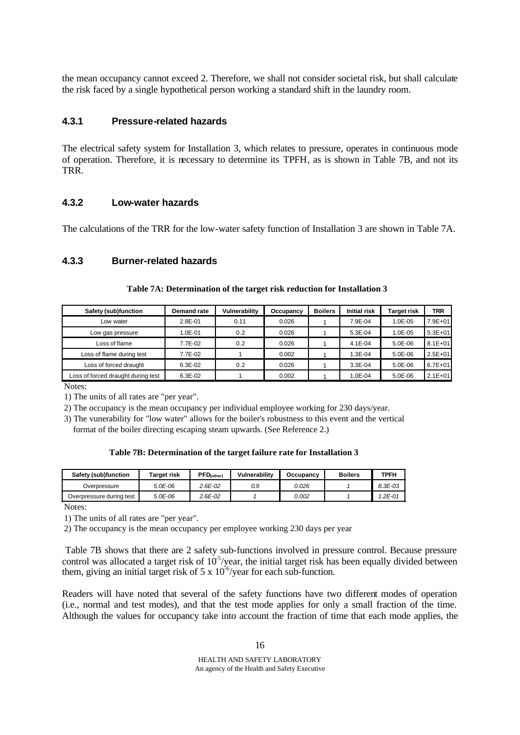the mean occupancy cannot exceed 2. Therefore, we shall not consider societal risk, but shall calculate the risk faced by a single hypothetical person working a standard shift in the laundry room.

### 4.3.1 Pressure-related hazards

The electrical safety system for Installation 3, which relates to pressure, operates in continuous mode of operation. Therefore, it is necessary to determine its TPFH, as is shown in Table 7B, and not its TRR.

### 4.3.2 Low-water hazards

The calculations of the TRR for the low-water safety function of Installation 3 are shown in Table 7A.

### 4.3.3 Burner-related hazards

**Table 7A: Determination of the target risk reduction for Installation 3**

| Safety (sub)function | Demand rate | Vulnerability | Occupancy | Boilers | Initial risk | Target risk | TRR |
|---|---|---|---|---|---|---|---|
| Low water | 2.8E-01 | 0.11 | 0.026 | 1 | 7.9E-04 | 1.0E-05 | 7.9E+01 |
| Low gas pressure | 1.0E-01 | 0.2 | 0.026 | 1 | 5.3E-04 | 1.0E-05 | 5.3E+01 |
| Loss of flame | 7.7E-02 | 0.2 | 0.026 | 1 | 4.1E-04 | 5.0E-06 | 8.1E+01 |
| Loss of flame during test | 7.7E-02 | 1 | 0.002 | 1 | 1.3E-04 | 5.0E-06 | 2.5E+01 |
| Loss of forced draught | 6.3E-02 | 0.2 | 0.026 | 1 | 3.3E-04 | 5.0E-06 | 6.7E+01 |
| Loss of forced draught during test | 6.3E-02 | 1 | 0.002 | 1 | 1.0E-04 | 5.0E-06 | 2.1E+01 |

Notes:

1) The units of all rates are "per year".

2) The occupancy is the mean occupancy per individual employee working for 230 days/year.

3) The vunerability for "low water" allows for the boiler's robustness to this event and the vertical format of the boiler directing escaping steam upwards. (See Reference 2.)

**Table 7B: Determination of the target failure rate for Installation 3**

| Safety (sub)function | Target risk | $PFD_{(other)}$ | Vulnerability | Occupancy | Boilers | TPFH |
|---|---|---|---|---|---|---|
| Overpressure | *5.0E-06* | *2.6E-02* | *0.9* | *0.026* | *1* | *8.3E-03* |
| Overpressure during test | *5.0E-06* | *2.6E-02* | *1* | *0.002* | *1* | *1.2E-01* |

Notes:

1) The units of all rates are "per year".

2) The occupancy is the mean occupancy per employee working 230 days per year

Table 7B shows that there are 2 safety sub-functions involved in pressure control. Because pressure control was allocated a target risk of $10^{-5}$/year, the initial target risk has been equally divided between them, giving an initial target risk of $5 \times 10^{-6}$/year for each sub-function.

Readers will have noted that several of the safety functions have two different modes of operation (i.e., normal and test modes), and that the test mode applies for only a small fraction of the time. Although the values for occupancy take into account the fraction of time that each mode applies, the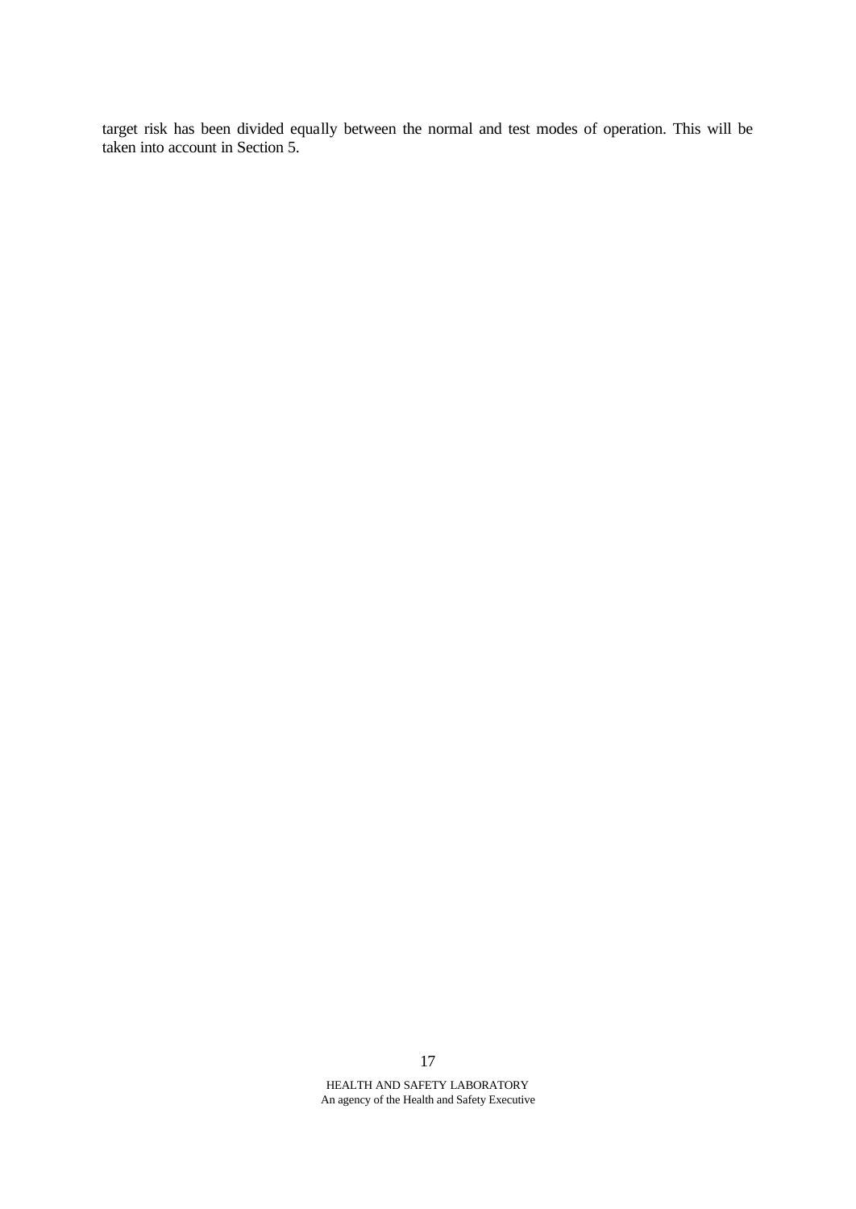target risk has been divided equally between the normal and test modes of operation. This will be taken into account in Section 5.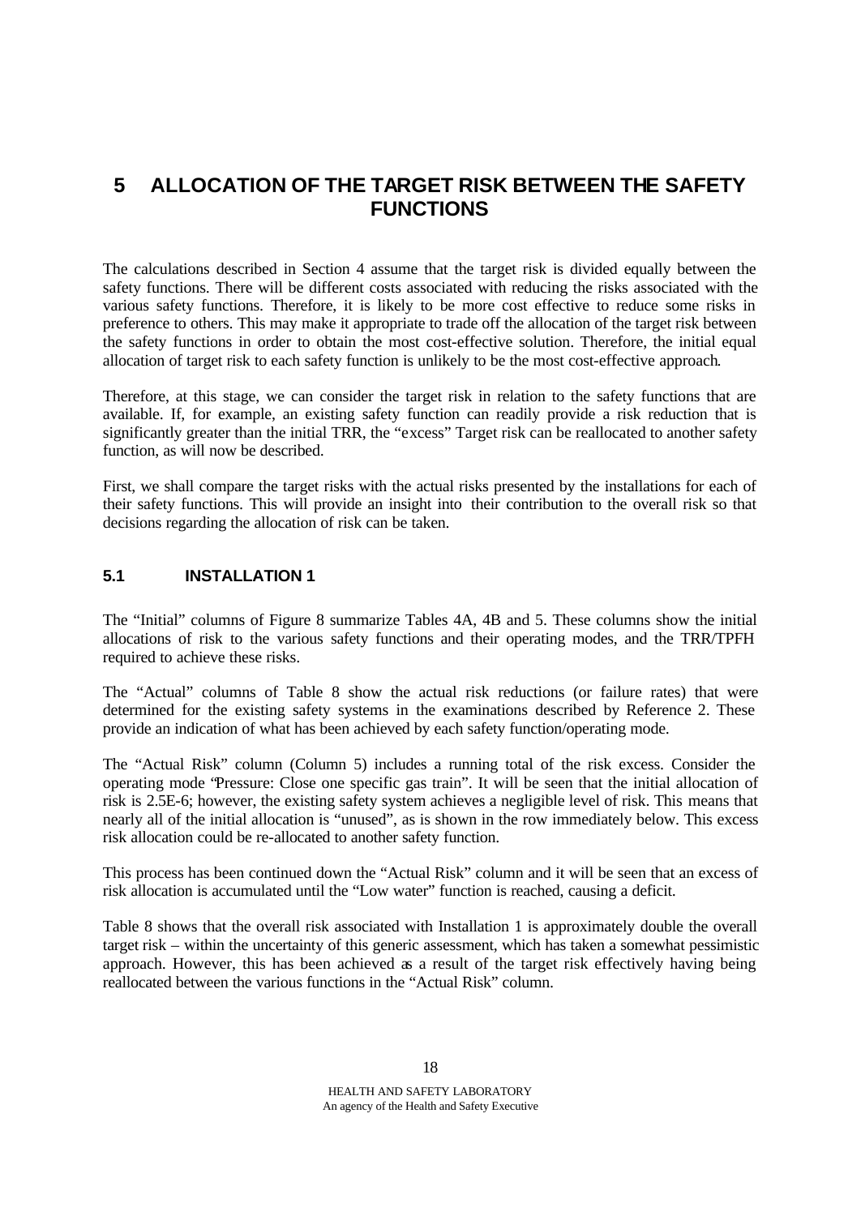# 5 ALLOCATION OF THE TARGET RISK BETWEEN THE SAFETY FUNCTIONS

The calculations described in Section 4 assume that the target risk is divided equally between the safety functions. There will be different costs associated with reducing the risks associated with the various safety functions. Therefore, it is likely to be more cost effective to reduce some risks in preference to others. This may make it appropriate to trade off the allocation of the target risk between the safety functions in order to obtain the most cost-effective solution. Therefore, the initial equal allocation of target risk to each safety function is unlikely to be the most cost-effective approach.

Therefore, at this stage, we can consider the target risk in relation to the safety functions that are available. If, for example, an existing safety function can readily provide a risk reduction that is significantly greater than the initial TRR, the "excess" Target risk can be reallocated to another safety function, as will now be described.

First, we shall compare the target risks with the actual risks presented by the installations for each of their safety functions. This will provide an insight into their contribution to the overall risk so that decisions regarding the allocation of risk can be taken.

## 5.1 INSTALLATION 1

The "Initial" columns of Figure 8 summarize Tables 4A, 4B and 5. These columns show the initial allocations of risk to the various safety functions and their operating modes, and the TRR/TPFH required to achieve these risks.

The "Actual" columns of Table 8 show the actual risk reductions (or failure rates) that were determined for the existing safety systems in the examinations described by Reference 2. These provide an indication of what has been achieved by each safety function/operating mode.

The "Actual Risk" column (Column 5) includes a running total of the risk excess. Consider the operating mode "Pressure: Close one specific gas train". It will be seen that the initial allocation of risk is 2.5E-6; however, the existing safety system achieves a negligible level of risk. This means that nearly all of the initial allocation is "unused", as is shown in the row immediately below. This excess risk allocation could be re-allocated to another safety function.

This process has been continued down the "Actual Risk" column and it will be seen that an excess of risk allocation is accumulated until the "Low water" function is reached, causing a deficit.

Table 8 shows that the overall risk associated with Installation 1 is approximately double the overall target risk – within the uncertainty of this generic assessment, which has taken a somewhat pessimistic approach. However, this has been achieved as a result of the target risk effectively having being reallocated between the various functions in the "Actual Risk" column.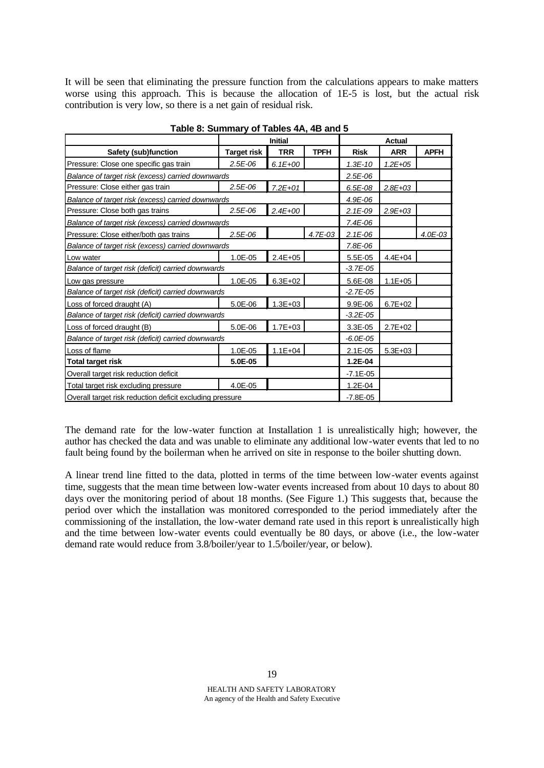It will be seen that eliminating the pressure function from the calculations appears to make matters worse using this approach. This is because the allocation of 1E-5 is lost, but the actual risk contribution is very low, so there is a net gain of residual risk.

**Table 8: Summary of Tables 4A, 4B and 5**

| | Initial | | | Actual | | |
|---|---|---|---|---|---|---|
| **Safety (sub)function** | **Target risk** | **TRR** | **TPFH** | **Risk** | **ARR** | **APFH** |
| Pressure: Close one specific gas train | *2.5E-06* | *6.1E+00* | | *1.3E-10* | *1.2E+05* | |
| *Balance of target risk (excess) carried downwards* | | | | *2.5E-06* | | |
| Pressure: Close either gas train | *2.5E-06* | *7.2E+01* | | *6.5E-08* | *2.8E+03* | |
| *Balance of target risk (excess) carried downwards* | | | | *4.9E-06* | | |
| Pressure: Close both gas trains | *2.5E-06* | *2.4E+00* | | *2.1E-09* | *2.9E+03* | |
| *Balance of target risk (excess) carried downwards* | | | | *7.4E-06* | | |
| Pressure: Close either/both gas trains | *2.5E-06* | | *4.7E-03* | *2.1E-06* | | *4.0E-03* |
| *Balance of target risk (excess) carried downwards* | | | | *7.8E-06* | | |
| Low water | 1.0E-05 | 2.4E+05 | | 5.5E-05 | 4.4E+04 | |
| *Balance of target risk (deficit) carried downwards* | | | | *-3.7E-05* | | |
| Low gas pressure | 1.0E-05 | 6.3E+02 | | 5.6E-08 | 1.1E+05 | |
| *Balance of target risk (deficit) carried downwards* | | | | *-2.7E-05* | | |
| Loss of forced draught (A) | 5.0E-06 | 1.3E+03 | | 9.9E-06 | 6.7E+02 | |
| *Balance of target risk (deficit) carried downwards* | | | | *-3.2E-05* | | |
| Loss of forced draught (B) | 5.0E-06 | 1.7E+03 | | 3.3E-05 | 2.7E+02 | |
| *Balance of target risk (deficit) carried downwards* | | | | *-6.0E-05* | | |
| Loss of flame | 1.0E-05 | 1.1E+04 | | 2.1E-05 | 5.3E+03 | |
| **Total target risk** | **5.0E-05** | | | **1.2E-04** | | |
| Overall target risk reduction deficit | | | | -7.1E-05 | | |
| Total target risk excluding pressure | 4.0E-05 | | | 1.2E-04 | | |
| Overall target risk reduction deficit excluding pressure | | | | -7.8E-05 | | |

The demand rate for the low-water function at Installation 1 is unrealistically high; however, the author has checked the data and was unable to eliminate any additional low-water events that led to no fault being found by the boilerman when he arrived on site in response to the boiler shutting down.

A linear trend line fitted to the data, plotted in terms of the time between low-water events against time, suggests that the mean time between low-water events increased from about 10 days to about 80 days over the monitoring period of about 18 months. (See Figure 1.) This suggests that, because the period over which the installation was monitored corresponded to the period immediately after the commissioning of the installation, the low-water demand rate used in this report is unrealistically high and the time between low-water events could eventually be 80 days, or above (i.e., the low-water demand rate would reduce from 3.8/boiler/year to 1.5/boiler/year, or below).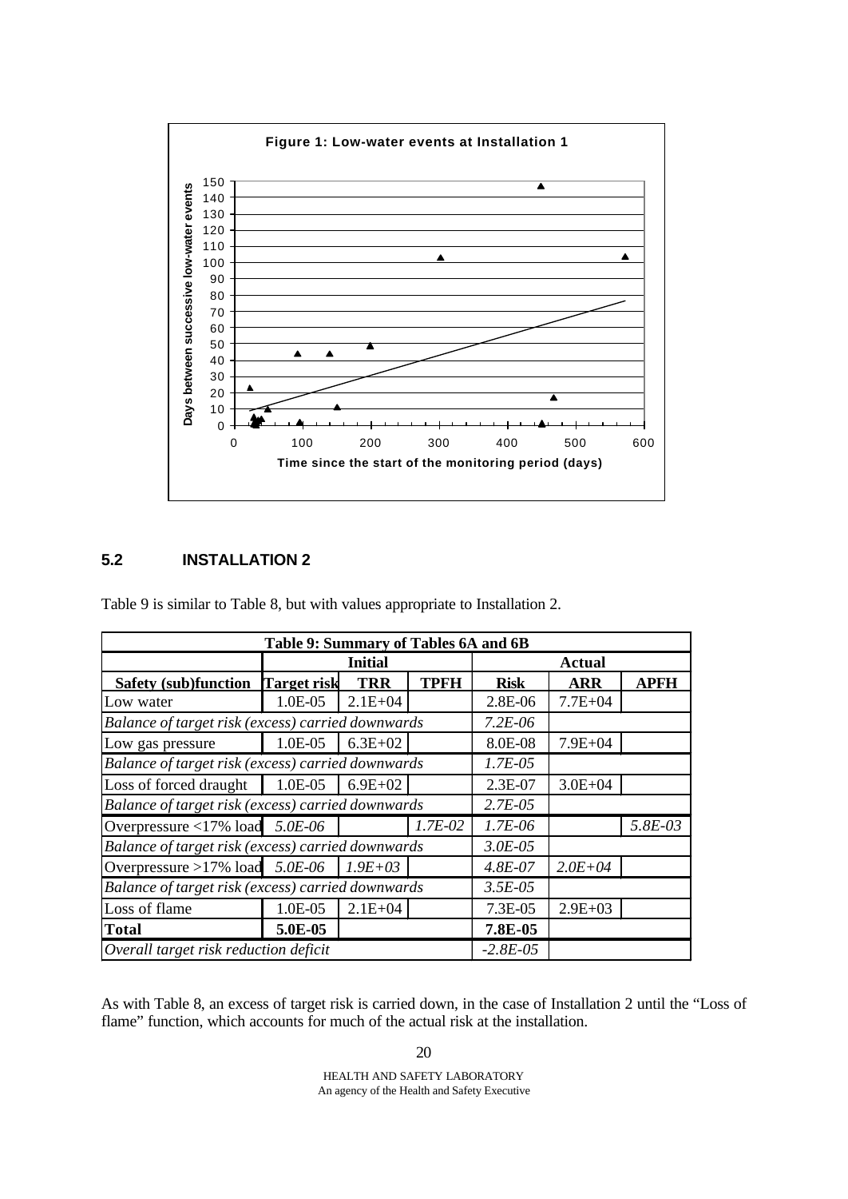Figure 1: Low-water events at Installation 1

## 5.2 INSTALLATION 2

Table 9 is similar to Table 8, but with values appropriate to Installation 2.

| Table 9: Summary of Tables 6A and 6B | | | | | | |
|---|---|---|---|---|---|---|
| | **Initial** | | | **Actual** | | |
| **Safety (sub)function** | **Target risk** | **TRR** | **TPFH** | **Risk** | **ARR** | **APFH** |
| Low water | 1.0E-05 | 2.1E+04 | | 2.8E-06 | 7.7E+04 | |
| *Balance of target risk (excess) carried downwards* | | | | *7.2E-06* | | |
| Low gas pressure | 1.0E-05 | 6.3E+02 | | 8.0E-08 | 7.9E+04 | |
| *Balance of target risk (excess) carried downwards* | | | | *1.7E-05* | | |
| Loss of forced draught | 1.0E-05 | 6.9E+02 | | 2.3E-07 | 3.0E+04 | |
| *Balance of target risk (excess) carried downwards* | | | | *2.7E-05* | | |
| Overpressure <17% load | *5.0E-06* | | *1.7E-02* | *1.7E-06* | | *5.8E-03* |
| *Balance of target risk (excess) carried downwards* | | | | *3.0E-05* | | |
| Overpressure >17% load | *5.0E-06* | *1.9E+03* | | *4.8E-07* | *2.0E+04* | |
| *Balance of target risk (excess) carried downwards* | | | | *3.5E-05* | | |
| Loss of flame | 1.0E-05 | 2.1E+04 | | 7.3E-05 | 2.9E+03 | |
| **Total** | **5.0E-05** | | | **7.8E-05** | | |
| *Overall target risk reduction deficit* | | | | *-2.8E-05* | | |

As with Table 8, an excess of target risk is carried down, in the case of Installation 2 until the "Loss of flame" function, which accounts for much of the actual risk at the installation.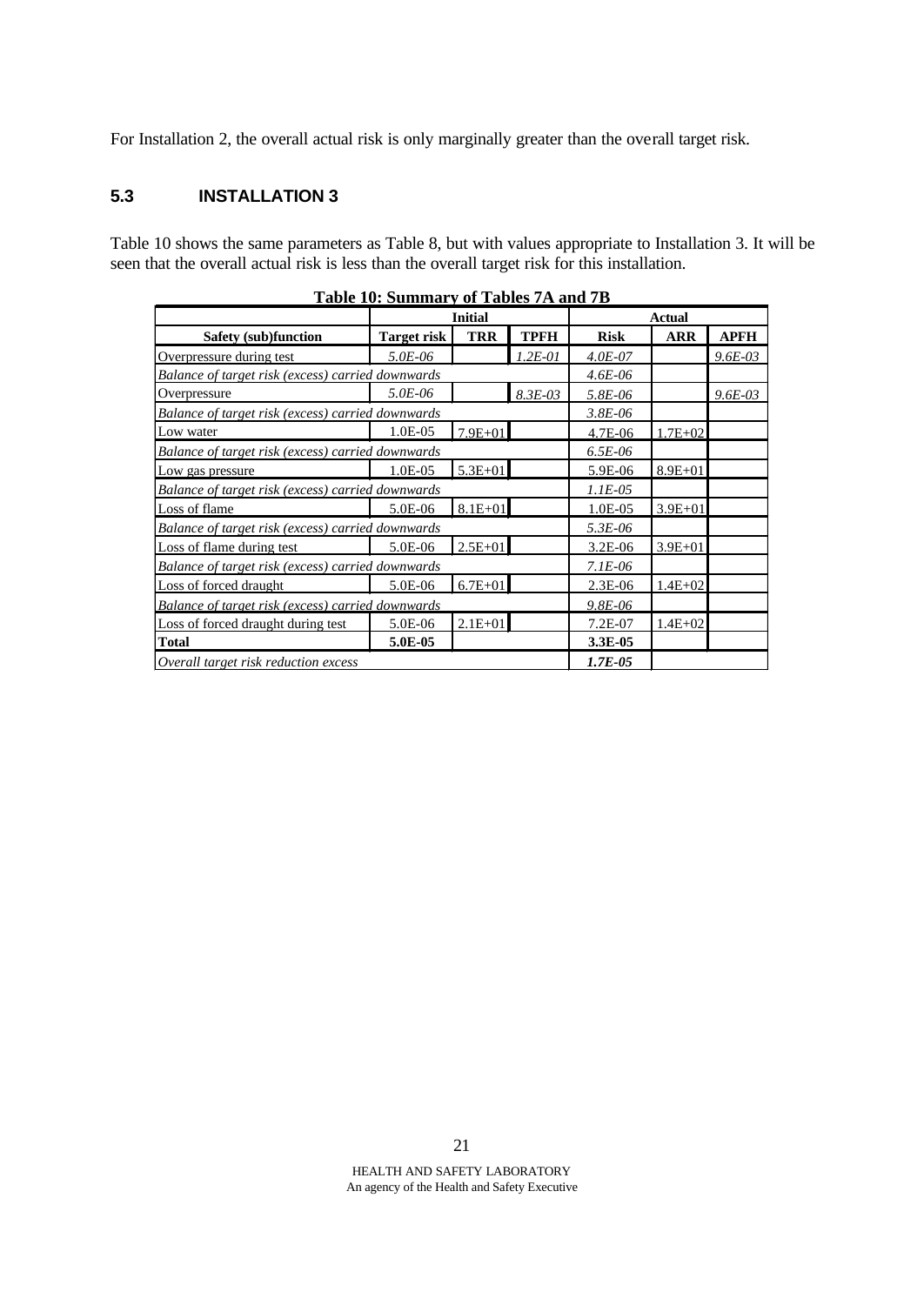For Installation 2, the overall actual risk is only marginally greater than the overall target risk.

### 5.3 INSTALLATION 3

Table 10 shows the same parameters as Table 8, but with values appropriate to Installation 3. It will be seen that the overall actual risk is less than the overall target risk for this installation.

**Table 10: Summary of Tables 7A and 7B**

| | Initial | | | Actual | | |
|---|---|---|---|---|---|---|
| **Safety (sub)function** | **Target risk** | **TRR** | **TPFH** | **Risk** | **ARR** | **APFH** |
| Overpressure during test | *5.0E-06* | | *1.2E-01* | *4.0E-07* | | *9.6E-03* |
| *Balance of target risk (excess) carried downwards* | | | | *4.6E-06* | | |
| Overpressure | *5.0E-06* | | *8.3E-03* | *5.8E-06* | | *9.6E-03* |
| *Balance of target risk (excess) carried downwards* | | | | *3.8E-06* | | |
| Low water | 1.0E-05 | 7.9E+01 | | 4.7E-06 | 1.7E+02 | |
| *Balance of target risk (excess) carried downwards* | | | | *6.5E-06* | | |
| Low gas pressure | 1.0E-05 | 5.3E+01 | | 5.9E-06 | 8.9E+01 | |
| *Balance of target risk (excess) carried downwards* | | | | *1.1E-05* | | |
| Loss of flame | 5.0E-06 | 8.1E+01 | | 1.0E-05 | 3.9E+01 | |
| *Balance of target risk (excess) carried downwards* | | | | *5.3E-06* | | |
| Loss of flame during test | 5.0E-06 | 2.5E+01 | | 3.2E-06 | 3.9E+01 | |
| *Balance of target risk (excess) carried downwards* | | | | *7.1E-06* | | |
| Loss of forced draught | 5.0E-06 | 6.7E+01 | | 2.3E-06 | 1.4E+02 | |
| *Balance of target risk (excess) carried downwards* | | | | *9.8E-06* | | |
| Loss of forced draught during test | 5.0E-06 | 2.1E+01 | | 7.2E-07 | 1.4E+02 | |
| **Total** | **5.0E-05** | | | **3.3E-05** | | |
| *Overall target risk reduction excess* | | | | ***1.7E-05*** | | |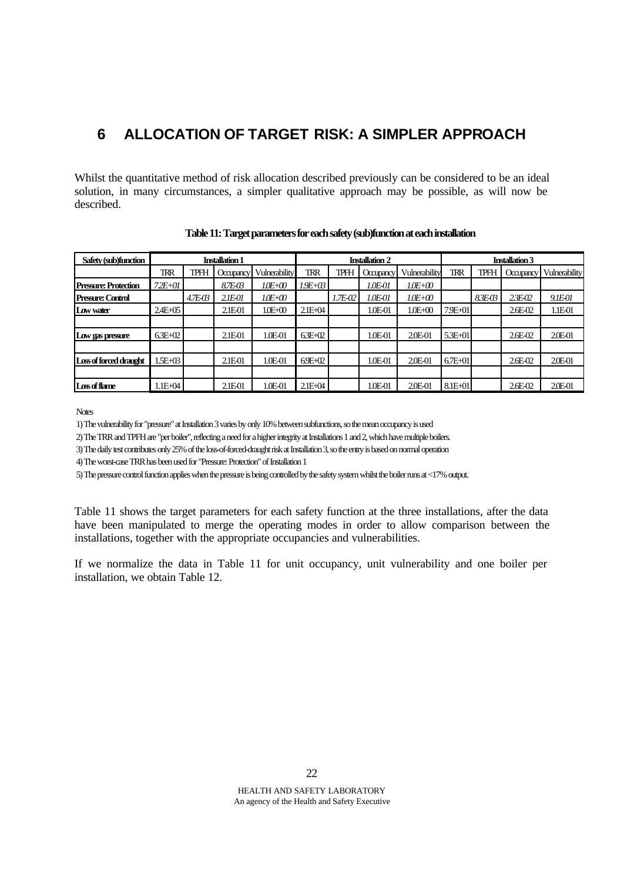# 6 ALLOCATION OF TARGET RISK: A SIMPLER APPROACH

Whilst the quantitative method of risk allocation described previously can be considered to be an ideal solution, in many circumstances, a simpler qualitative approach may be possible, as will now be described.

**Table 11: Target parameters for each safety (sub)function at each installation**

| Safety (sub)function | Installation 1 | | | | Installation 2 | | | | Installation 3 | | | |
|---|---|---|---|---|---|---|---|---|---|---|---|---|
| | TRR | TPFH | Occupancy | Vulnerability | TRR | TPFH | Occupancy | Vulnerability | TRR | TPFH | Occupancy | Vulnerability |
| **Pressure: Protection** | *7.2E+01* | | *8.7E-03* | *1.0E+00* | *1.9E+03* | | *1.0E-01* | *1.0E+00* | | | | |
| **Pressure: Control** | | *4.7E-03* | *2.1E-01* | *1.0E+00* | | *1.7E-02* | *1.0E-01* | *1.0E+00* | | *8.3E-03* | *2.3E-02* | *9.1E-01* |
| **Low water** | 2.4E+05 | | 2.1E-01 | 1.0E+00 | 2.1E+04 | | 1.0E-01 | 1.0E+00 | 7.9E+01 | | 2.6E-02 | 1.1E-01 |
| | | | | | | | | | | | | |
| **Low gas pressure** | 6.3E+02 | | 2.1E-01 | 1.0E-01 | 6.3E+02 | | 1.0E-01 | 2.0E-01 | 5.3E+01 | | 2.6E-02 | 2.0E-01 |
| | | | | | | | | | | | | |
| **Loss of forced draught** | 1.5E+03 | | 2.1E-01 | 1.0E-01 | 6.9E+02 | | 1.0E-01 | 2.0E-01 | 6.7E+01 | | 2.6E-02 | 2.0E-01 |
| | | | | | | | | | | | | |
| **Loss of flame** | 1.1E+04 | | 2.1E-01 | 1.0E-01 | 2.1E+04 | | 1.0E-01 | 2.0E-01 | 8.1E+01 | | 2.6E-02 | 2.0E-01 |

Notes

1) The vulnerability for "pressure" at Installation 3 varies by only 10% between subfunctions, so the mean occupancy is used

2) The TRR and TPFH are "per boiler", reflecting a need for a higher integrity at Installations 1 and 2, which have multiple boilers.

3) The daily test contributes only 25% of the loss-of-forced-draught risk at Installation 3, so the entry is based on normal operation

4) The worst-case TRR has been used for "Pressure: Protection" of Installation 1

5) The pressure control function applies when the pressure is being controlled by the safety system whilst the boiler runs at <17% output.

Table 11 shows the target parameters for each safety function at the three installations, after the data have been manipulated to merge the operating modes in order to allow comparison between the installations, together with the appropriate occupancies and vulnerabilities.

If we normalize the data in Table 11 for unit occupancy, unit vulnerability and one boiler per installation, we obtain Table 12.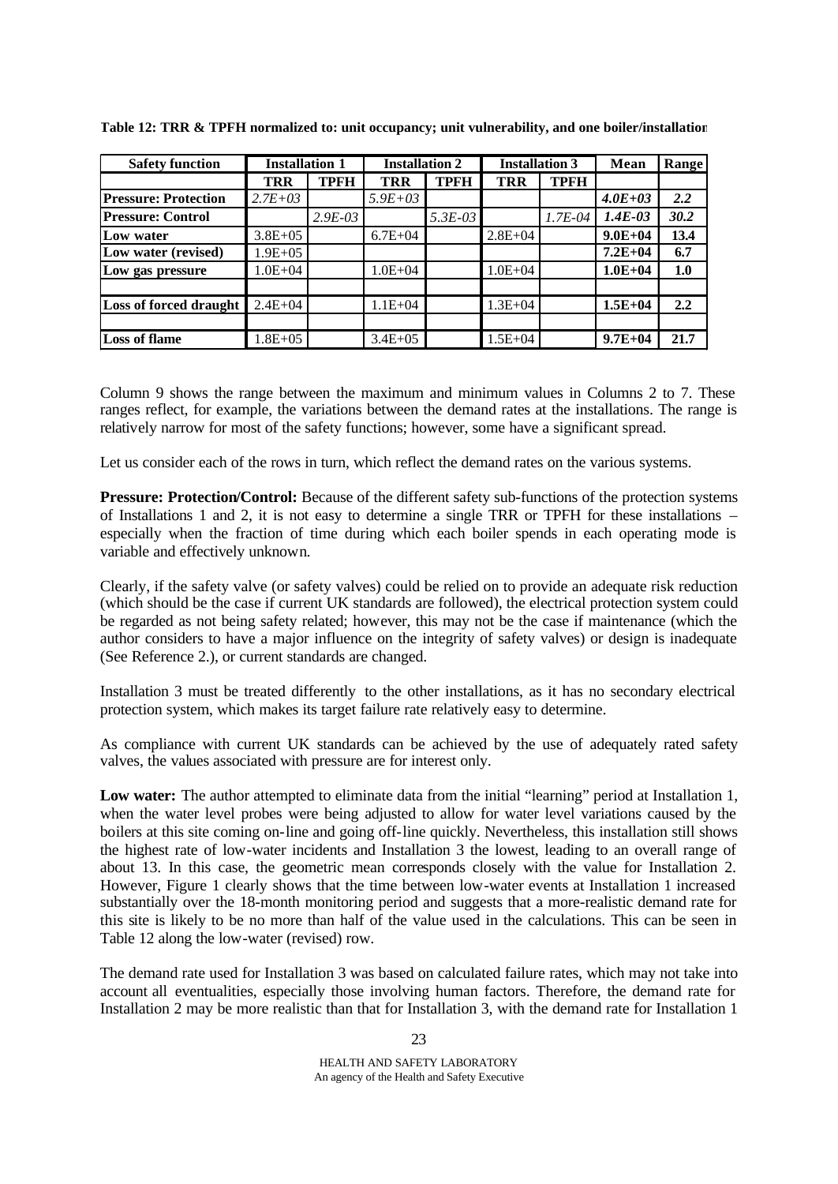**Table 12: TRR & TPFH normalized to: unit occupancy; unit vulnerability, and one boiler/installation**

| Safety function | Installation 1 | | Installation 2 | | Installation 3 | | Mean | Range |
|---|---|---|---|---|---|---|---|---|
| | **TRR** | **TPFH** | **TRR** | **TPFH** | **TRR** | **TPFH** | | |
| **Pressure: Protection** | *2.7E+03* | | *5.9E+03* | | | | ***4.0E+03*** | ***2.2*** |
| **Pressure: Control** | | *2.9E-03* | | *5.3E-03* | | *1.7E-04* | ***1.4E-03*** | ***30.2*** |
| **Low water** | 3.8E+05 | | 6.7E+04 | | 2.8E+04 | | **9.0E+04** | **13.4** |
| **Low water (revised)** | 1.9E+05 | | | | | | **7.2E+04** | **6.7** |
| **Low gas pressure** | 1.0E+04 | | 1.0E+04 | | 1.0E+04 | | **1.0E+04** | **1.0** |
| | | | | | | | | |
| **Loss of forced draught** | 2.4E+04 | | 1.1E+04 | | 1.3E+04 | | **1.5E+04** | **2.2** |
| | | | | | | | | |
| **Loss of flame** | 1.8E+05 | | 3.4E+05 | | 1.5E+04 | | **9.7E+04** | **21.7** |

Column 9 shows the range between the maximum and minimum values in Columns 2 to 7. These ranges reflect, for example, the variations between the demand rates at the installations. The range is relatively narrow for most of the safety functions; however, some have a significant spread.

Let us consider each of the rows in turn, which reflect the demand rates on the various systems.

**Pressure: Protection/Control:** Because of the different safety sub-functions of the protection systems of Installations 1 and 2, it is not easy to determine a single TRR or TPFH for these installations – especially when the fraction of time during which each boiler spends in each operating mode is variable and effectively unknown.

Clearly, if the safety valve (or safety valves) could be relied on to provide an adequate risk reduction (which should be the case if current UK standards are followed), the electrical protection system could be regarded as not being safety related; however, this may not be the case if maintenance (which the author considers to have a major influence on the integrity of safety valves) or design is inadequate (See Reference 2.), or current standards are changed.

Installation 3 must be treated differently to the other installations, as it has no secondary electrical protection system, which makes its target failure rate relatively easy to determine.

As compliance with current UK standards can be achieved by the use of adequately rated safety valves, the values associated with pressure are for interest only.

**Low water:** The author attempted to eliminate data from the initial "learning" period at Installation 1, when the water level probes were being adjusted to allow for water level variations caused by the boilers at this site coming on-line and going off-line quickly. Nevertheless, this installation still shows the highest rate of low-water incidents and Installation 3 the lowest, leading to an overall range of about 13. In this case, the geometric mean corresponds closely with the value for Installation 2. However, Figure 1 clearly shows that the time between low-water events at Installation 1 increased substantially over the 18-month monitoring period and suggests that a more-realistic demand rate for this site is likely to be no more than half of the value used in the calculations. This can be seen in Table 12 along the low-water (revised) row.

The demand rate used for Installation 3 was based on calculated failure rates, which may not take into account all eventualities, especially those involving human factors. Therefore, the demand rate for Installation 2 may be more realistic than that for Installation 3, with the demand rate for Installation 1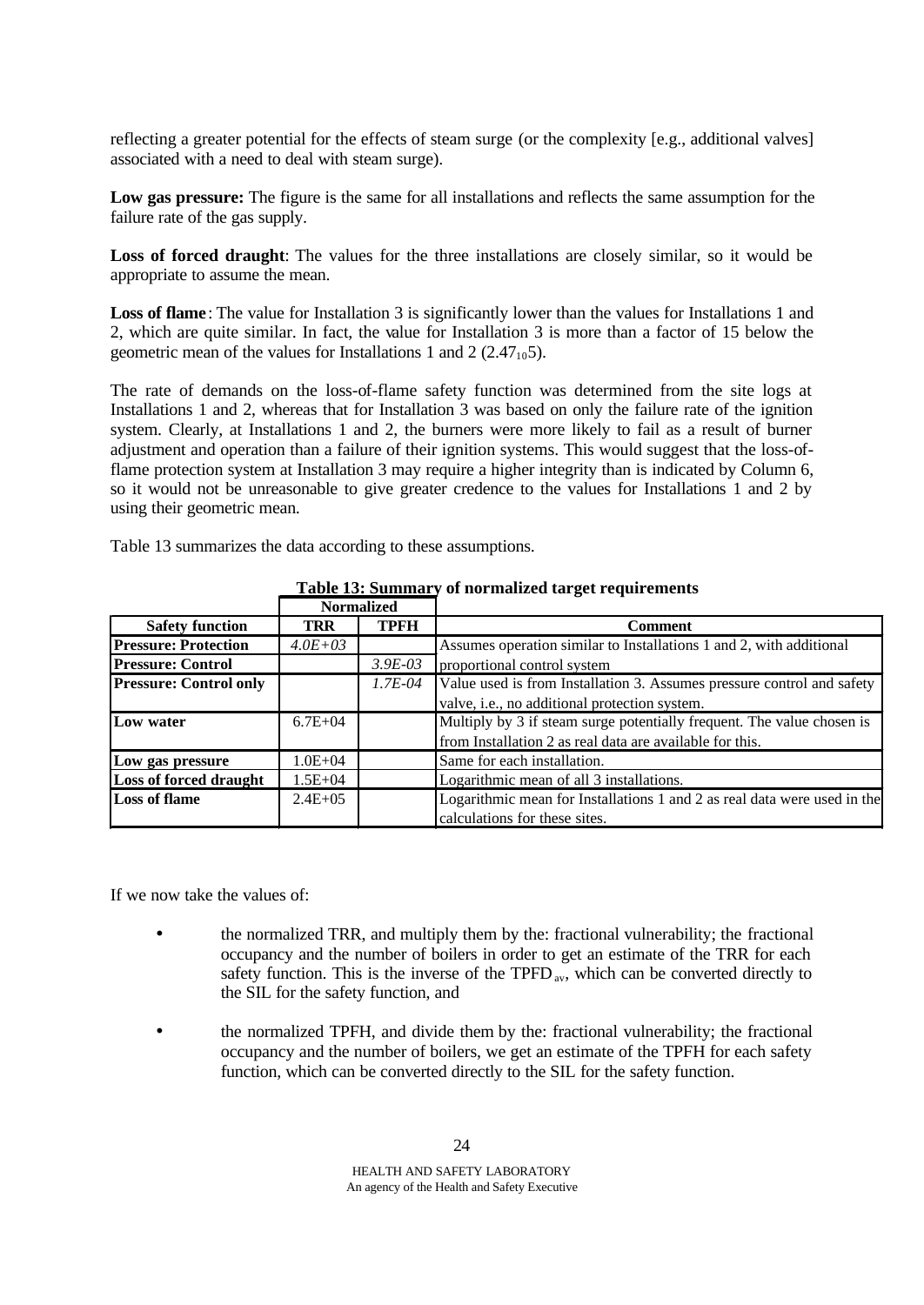reflecting a greater potential for the effects of steam surge (or the complexity [e.g., additional valves] associated with a need to deal with steam surge).

**Low gas pressure:** The figure is the same for all installations and reflects the same assumption for the failure rate of the gas supply.

**Loss of forced draught**: The values for the three installations are closely similar, so it would be appropriate to assume the mean.

**Loss of flame**: The value for Installation 3 is significantly lower than the values for Installations 1 and 2, which are quite similar. In fact, the value for Installation 3 is more than a factor of 15 below the geometric mean of the values for Installations 1 and 2 ($2.47_{10}5$).

The rate of demands on the loss-of-flame safety function was determined from the site logs at Installations 1 and 2, whereas that for Installation 3 was based on only the failure rate of the ignition system. Clearly, at Installations 1 and 2, the burners were more likely to fail as a result of burner adjustment and operation than a failure of their ignition systems. This would suggest that the loss-of-flame protection system at Installation 3 may require a higher integrity than is indicated by Column 6, so it would not be unreasonable to give greater credence to the values for Installations 1 and 2 by using their geometric mean.

Table 13 summarizes the data according to these assumptions.

**Table 13: Summary of normalized target requirements**

| | Normalized | | |
|---|---|---|---|
| **Safety function** | **TRR** | **TPFH** | **Comment** |
| **Pressure: Protection** | *4.0E+03* | | Assumes operation similar to Installations 1 and 2, with additional |
| **Pressure: Control** | | *3.9E-03* | proportional control system |
| **Pressure: Control only** | | *1.7E-04* | Value used is from Installation 3. Assumes pressure control and safety valve, i.e., no additional protection system. |
| **Low water** | 6.7E+04 | | Multiply by 3 if steam surge potentially frequent. The value chosen is from Installation 2 as real data are available for this. |
| **Low gas pressure** | 1.0E+04 | | Same for each installation. |
| **Loss of forced draught** | 1.5E+04 | | Logarithmic mean of all 3 installations. |
| **Loss of flame** | 2.4E+05 | | Logarithmic mean for Installations 1 and 2 as real data were used in the calculations for these sites. |

If we now take the values of:

- the normalized TRR, and multiply them by the: fractional vulnerability; the fractional occupancy and the number of boilers in order to get an estimate of the TRR for each safety function. This is the inverse of the $TPFD_{av}$, which can be converted directly to the SIL for the safety function, and
- the normalized TPFH, and divide them by the: fractional vulnerability; the fractional occupancy and the number of boilers, we get an estimate of the TPFH for each safety function, which can be converted directly to the SIL for the safety function.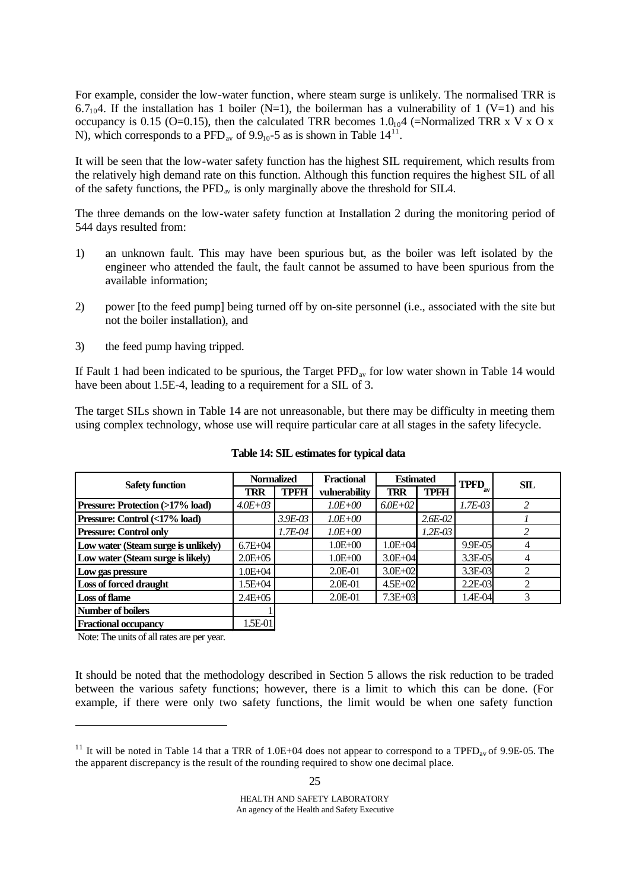For example, consider the low-water function, where steam surge is unlikely. The normalised TRR is $6.7_{10}4$. If the installation has 1 boiler (N=1), the boilerman has a vulnerability of 1 (V=1) and his occupancy is 0.15 (O=0.15), then the calculated TRR becomes $1.0_{10}4$ (=Normalized TRR x V x O x N), which corresponds to a $PFD_{av}$ of $9.9_{10}$-5 as is shown in Table 14[11].

It will be seen that the low-water safety function has the highest SIL requirement, which results from the relatively high demand rate on this function. Although this function requires the highest SIL of all of the safety functions, the $PFD_{av}$ is only marginally above the threshold for SIL4.

The three demands on the low-water safety function at Installation 2 during the monitoring period of 544 days resulted from:

1) an unknown fault. This may have been spurious but, as the boiler was left isolated by the engineer who attended the fault, the fault cannot be assumed to have been spurious from the available information;

2) power [to the feed pump] being turned off by on-site personnel (i.e., associated with the site but not the boiler installation), and

3) the feed pump having tripped.

If Fault 1 had been indicated to be spurious, the Target $PFD_{av}$ for low water shown in Table 14 would have been about 1.5E-4, leading to a requirement for a SIL of 3.

The target SILs shown in Table 14 are not unreasonable, but there may be difficulty in meeting them using complex technology, whose use will require particular care at all stages in the safety lifecycle.

**Table 14: SIL estimates for typical data**

| Safety function | Normalized | | Fractional | Estimated | | $TPFD_{av}$ | SIL |
|---|---|---|---|---|---|---|---|
| | TRR | TPFH | vulnerability | TRR | TPFH | | |
| Pressure: Protection (>17% load) | *4.0E+03* | | *1.0E+00* | *6.0E+02* | | *1.7E-03* | *2* |
| Pressure: Control (<17% load) | | *3.9E-03* | *1.0E+00* | | *2.6E-02* | | *1* |
| Pressure: Control only | | *1.7E-04* | *1.0E+00* | | *1.2E-03* | | *2* |
| Low water (Steam surge is unlikely) | 6.7E+04 | | 1.0E+00 | 1.0E+04 | | 9.9E-05 | 4 |
| Low water (Steam surge is likely) | 2.0E+05 | | 1.0E+00 | 3.0E+04 | | 3.3E-05 | 4 |
| Low gas pressure | 1.0E+04 | | 2.0E-01 | 3.0E+02 | | 3.3E-03 | 2 |
| Loss of forced draught | 1.5E+04 | | 2.0E-01 | 4.5E+02 | | 2.2E-03 | 2 |
| Loss of flame | 2.4E+05 | | 2.0E-01 | 7.3E+03 | | 1.4E-04 | 3 |
| Number of boilers | 1 | | | | | | |
| Fractional occupancy | 1.5E-01 | | | | | | |

Note: The units of all rates are per year.

It should be noted that the methodology described in Section 5 allows the risk reduction to be traded between the various safety functions; however, there is a limit to which this can be done. (For example, if there were only two safety functions, the limit would be when one safety function

[11] It will be noted in Table 14 that a TRR of 1.0E+04 does not appear to correspond to a $TPFD_{av}$ of 9.9E-05. The apparent discrepancy is the result of the rounding required to show one decimal place.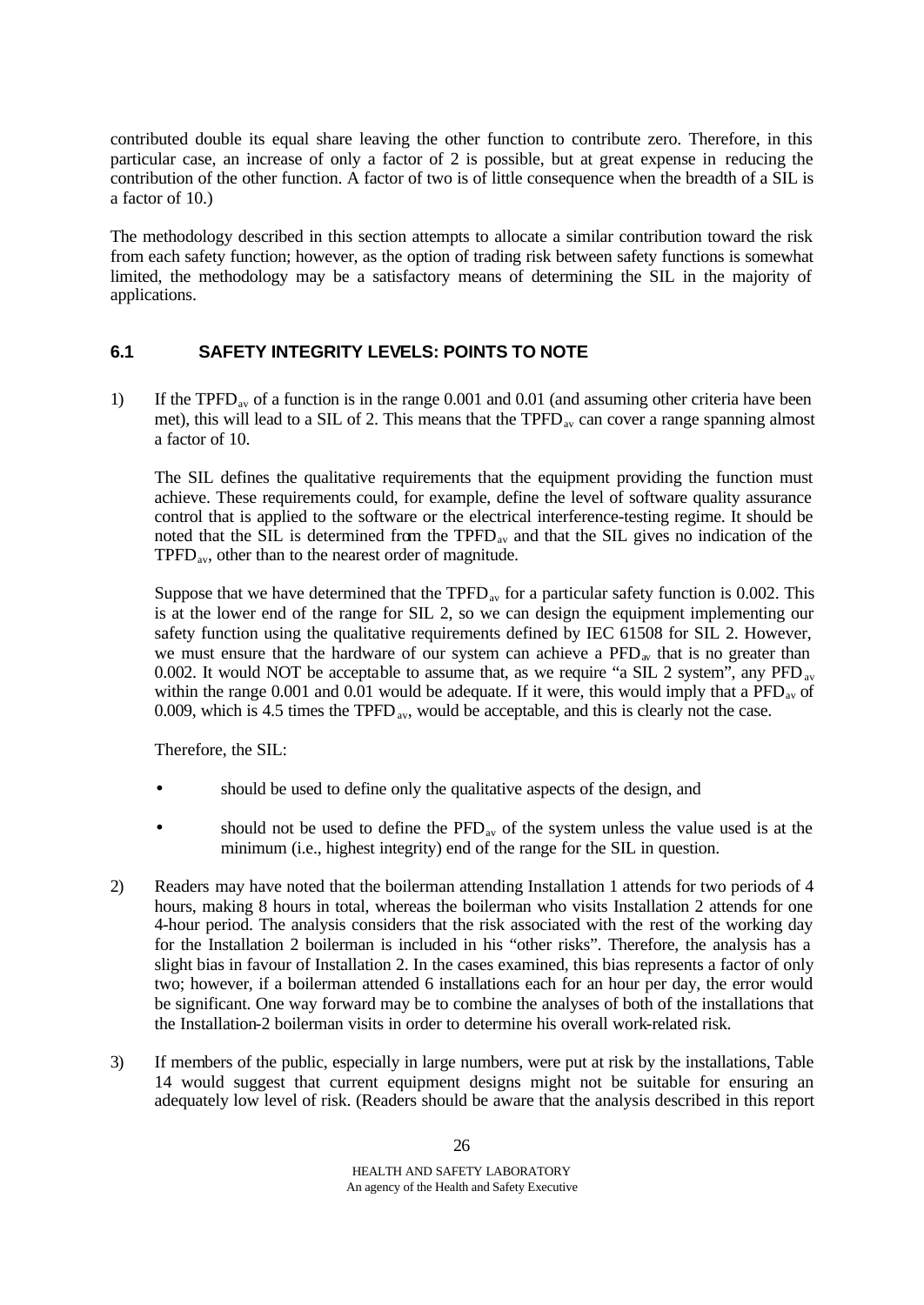contributed double its equal share leaving the other function to contribute zero. Therefore, in this particular case, an increase of only a factor of 2 is possible, but at great expense in reducing the contribution of the other function. A factor of two is of little consequence when the breadth of a SIL is a factor of 10.)

The methodology described in this section attempts to allocate a similar contribution toward the risk from each safety function; however, as the option of trading risk between safety functions is somewhat limited, the methodology may be a satisfactory means of determining the SIL in the majority of applications.

## 6.1 SAFETY INTEGRITY LEVELS: POINTS TO NOTE

1) If the $TPFD_{av}$ of a function is in the range 0.001 and 0.01 (and assuming other criteria have been met), this will lead to a SIL of 2. This means that the $TPFD_{av}$ can cover a range spanning almost a factor of 10.

   The SIL defines the qualitative requirements that the equipment providing the function must achieve. These requirements could, for example, define the level of software quality assurance control that is applied to the software or the electrical interference-testing regime. It should be noted that the SIL is determined from the $TPFD_{av}$ and that the SIL gives no indication of the $TPFD_{av}$, other than to the nearest order of magnitude.

   Suppose that we have determined that the $TPFD_{av}$ for a particular safety function is 0.002. This is at the lower end of the range for SIL 2, so we can design the equipment implementing our safety function using the qualitative requirements defined by IEC 61508 for SIL 2. However, we must ensure that the hardware of our system can achieve a $PFD_{av}$ that is no greater than 0.002. It would NOT be acceptable to assume that, as we require "a SIL 2 system", any $PFD_{av}$ within the range 0.001 and 0.01 would be adequate. If it were, this would imply that a $PFD_{av}$ of 0.009, which is 4.5 times the $TPFD_{av}$, would be acceptable, and this is clearly not the case.

   Therefore, the SIL:

   - should be used to define only the qualitative aspects of the design, and
   - should not be used to define the $PFD_{av}$ of the system unless the value used is at the minimum (i.e., highest integrity) end of the range for the SIL in question.

2) Readers may have noted that the boilerman attending Installation 1 attends for two periods of 4 hours, making 8 hours in total, whereas the boilerman who visits Installation 2 attends for one 4-hour period. The analysis considers that the risk associated with the rest of the working day for the Installation 2 boilerman is included in his "other risks". Therefore, the analysis has a slight bias in favour of Installation 2. In the cases examined, this bias represents a factor of only two; however, if a boilerman attended 6 installations each for an hour per day, the error would be significant. One way forward may be to combine the analyses of both of the installations that the Installation-2 boilerman visits in order to determine his overall work-related risk.

3) If members of the public, especially in large numbers, were put at risk by the installations, Table 14 would suggest that current equipment designs might not be suitable for ensuring an adequately low level of risk. (Readers should be aware that the analysis described in this report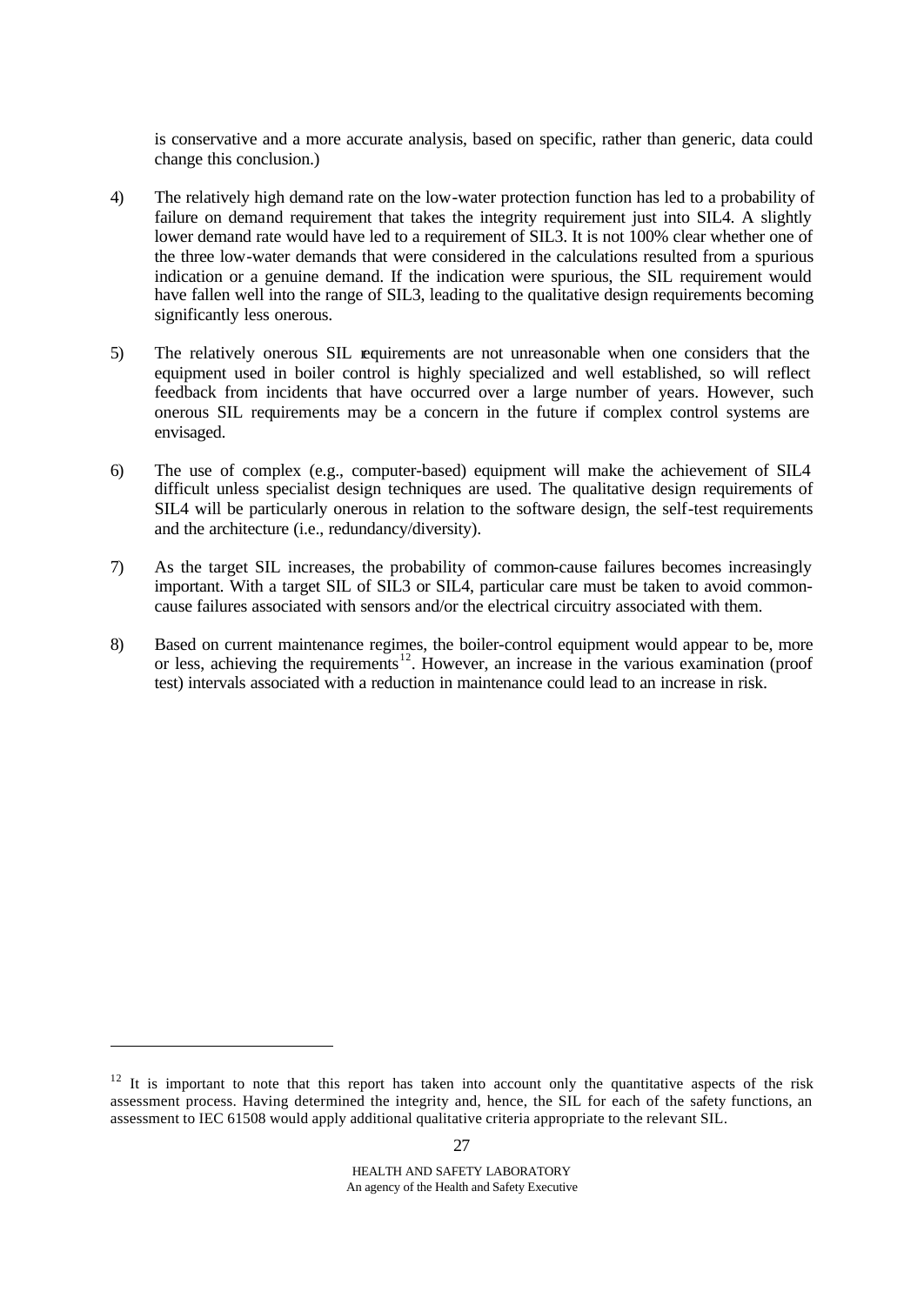is conservative and a more accurate analysis, based on specific, rather than generic, data could change this conclusion.)

4) The relatively high demand rate on the low-water protection function has led to a probability of failure on demand requirement that takes the integrity requirement just into SIL4. A slightly lower demand rate would have led to a requirement of SIL3. It is not 100% clear whether one of the three low-water demands that were considered in the calculations resulted from a spurious indication or a genuine demand. If the indication were spurious, the SIL requirement would have fallen well into the range of SIL3, leading to the qualitative design requirements becoming significantly less onerous.

5) The relatively onerous SIL requirements are not unreasonable when one considers that the equipment used in boiler control is highly specialized and well established, so will reflect feedback from incidents that have occurred over a large number of years. However, such onerous SIL requirements may be a concern in the future if complex control systems are envisaged.

6) The use of complex (e.g., computer-based) equipment will make the achievement of SIL4 difficult unless specialist design techniques are used. The qualitative design requirements of SIL4 will be particularly onerous in relation to the software design, the self-test requirements and the architecture (i.e., redundancy/diversity).

7) As the target SIL increases, the probability of common-cause failures becomes increasingly important. With a target SIL of SIL3 or SIL4, particular care must be taken to avoid common-cause failures associated with sensors and/or the electrical circuitry associated with them.

8) Based on current maintenance regimes, the boiler-control equipment would appear to be, more or less, achieving the requirements[12]. However, an increase in the various examination (proof test) intervals associated with a reduction in maintenance could lead to an increase in risk.

[12] It is important to note that this report has taken into account only the quantitative aspects of the risk assessment process. Having determined the integrity and, hence, the SIL for each of the safety functions, an assessment to IEC 61508 would apply additional qualitative criteria appropriate to the relevant SIL.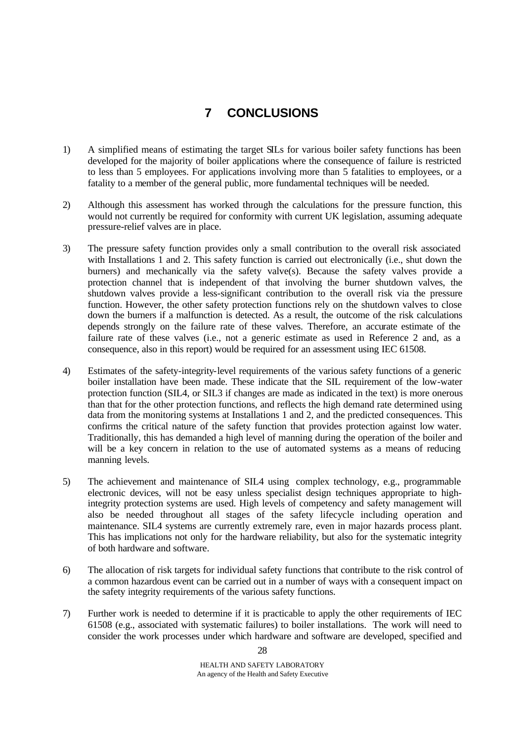# 7 CONCLUSIONS

1) A simplified means of estimating the target SILs for various boiler safety functions has been developed for the majority of boiler applications where the consequence of failure is restricted to less than 5 employees. For applications involving more than 5 fatalities to employees, or a fatality to a member of the general public, more fundamental techniques will be needed.

2) Although this assessment has worked through the calculations for the pressure function, this would not currently be required for conformity with current UK legislation, assuming adequate pressure-relief valves are in place.

3) The pressure safety function provides only a small contribution to the overall risk associated with Installations 1 and 2. This safety function is carried out electronically (i.e., shut down the burners) and mechanically via the safety valve(s). Because the safety valves provide a protection channel that is independent of that involving the burner shutdown valves, the shutdown valves provide a less-significant contribution to the overall risk via the pressure function. However, the other safety protection functions rely on the shutdown valves to close down the burners if a malfunction is detected. As a result, the outcome of the risk calculations depends strongly on the failure rate of these valves. Therefore, an accurate estimate of the failure rate of these valves (i.e., not a generic estimate as used in Reference 2 and, as a consequence, also in this report) would be required for an assessment using IEC 61508.

4) Estimates of the safety-integrity-level requirements of the various safety functions of a generic boiler installation have been made. These indicate that the SIL requirement of the low-water protection function (SIL4, or SIL3 if changes are made as indicated in the text) is more onerous than that for the other protection functions, and reflects the high demand rate determined using data from the monitoring systems at Installations 1 and 2, and the predicted consequences. This confirms the critical nature of the safety function that provides protection against low water. Traditionally, this has demanded a high level of manning during the operation of the boiler and will be a key concern in relation to the use of automated systems as a means of reducing manning levels.

5) The achievement and maintenance of SIL4 using complex technology, e.g., programmable electronic devices, will not be easy unless specialist design techniques appropriate to high-integrity protection systems are used. High levels of competency and safety management will also be needed throughout all stages of the safety lifecycle including operation and maintenance. SIL4 systems are currently extremely rare, even in major hazards process plant. This has implications not only for the hardware reliability, but also for the systematic integrity of both hardware and software.

6) The allocation of risk targets for individual safety functions that contribute to the risk control of a common hazardous event can be carried out in a number of ways with a consequent impact on the safety integrity requirements of the various safety functions.

7) Further work is needed to determine if it is practicable to apply the other requirements of IEC 61508 (e.g., associated with systematic failures) to boiler installations. The work will need to consider the work processes under which hardware and software are developed, specified and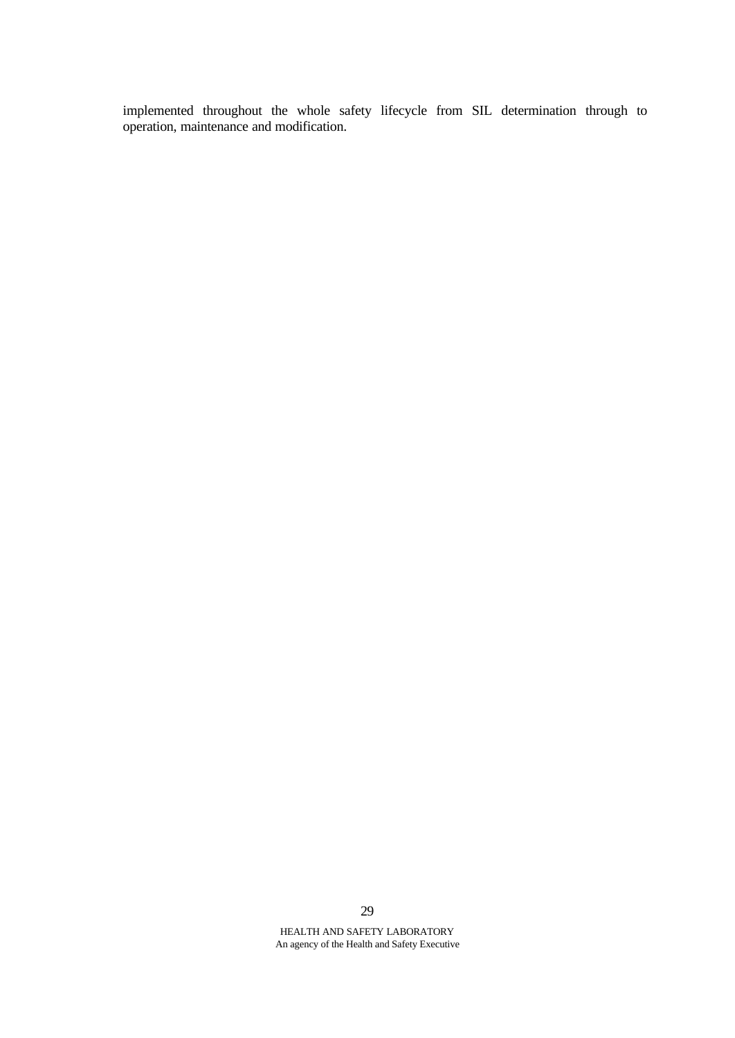implemented throughout the whole safety lifecycle from SIL determination through to operation, maintenance and modification.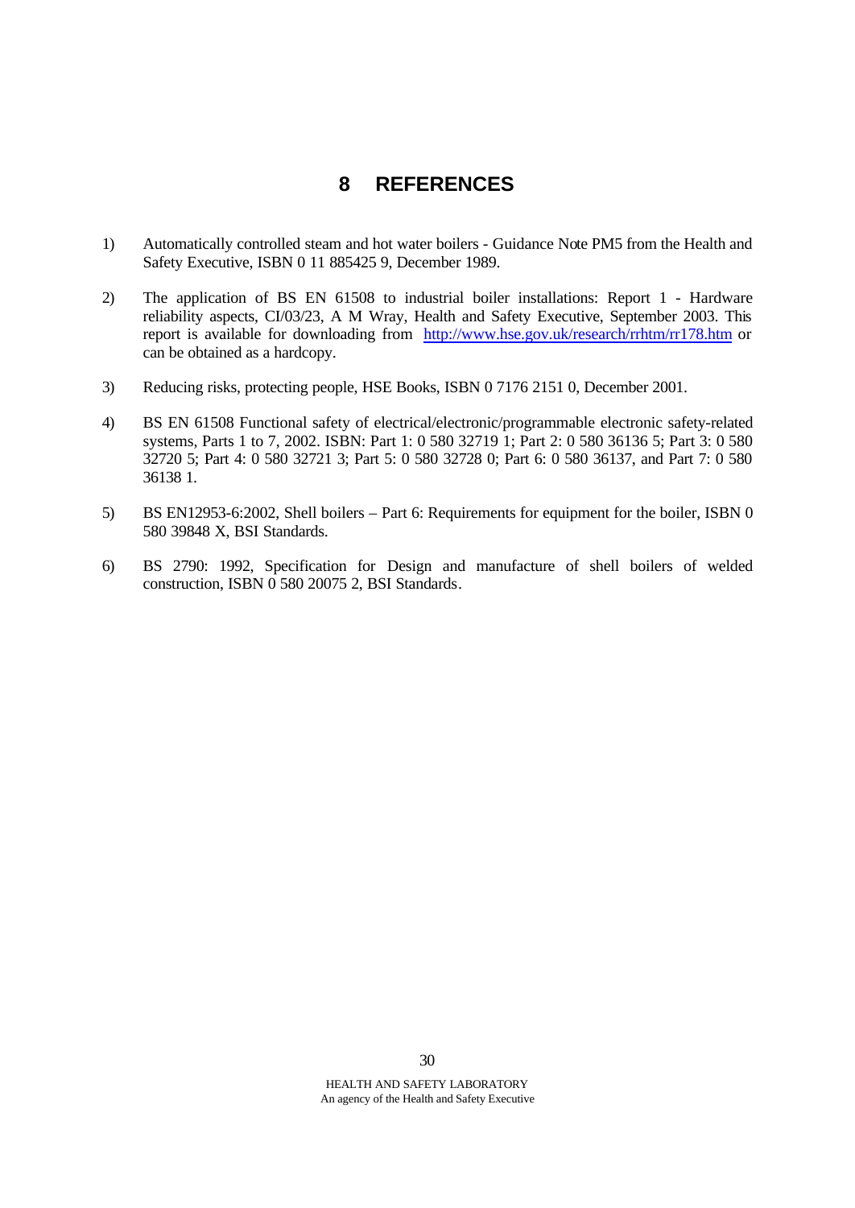# 8 REFERENCES

1) Automatically controlled steam and hot water boilers - Guidance Note PM5 from the Health and Safety Executive, ISBN 0 11 885425 9, December 1989.

2) The application of BS EN 61508 to industrial boiler installations: Report 1 - Hardware reliability aspects, CI/03/23, A M Wray, Health and Safety Executive, September 2003. This report is available for downloading from http://www.hse.gov.uk/research/rrhtm/rr178.htm or can be obtained as a hardcopy.

3) Reducing risks, protecting people, HSE Books, ISBN 0 7176 2151 0, December 2001.

4) BS EN 61508 Functional safety of electrical/electronic/programmable electronic safety-related systems, Parts 1 to 7, 2002. ISBN: Part 1: 0 580 32719 1; Part 2: 0 580 36136 5; Part 3: 0 580 32720 5; Part 4: 0 580 32721 3; Part 5: 0 580 32728 0; Part 6: 0 580 36137, and Part 7: 0 580 36138 1.

5) BS EN12953-6:2002, Shell boilers – Part 6: Requirements for equipment for the boiler, ISBN 0 580 39848 X, BSI Standards.

6) BS 2790: 1992, Specification for Design and manufacture of shell boilers of welded construction, ISBN 0 580 20075 2, BSI Standards.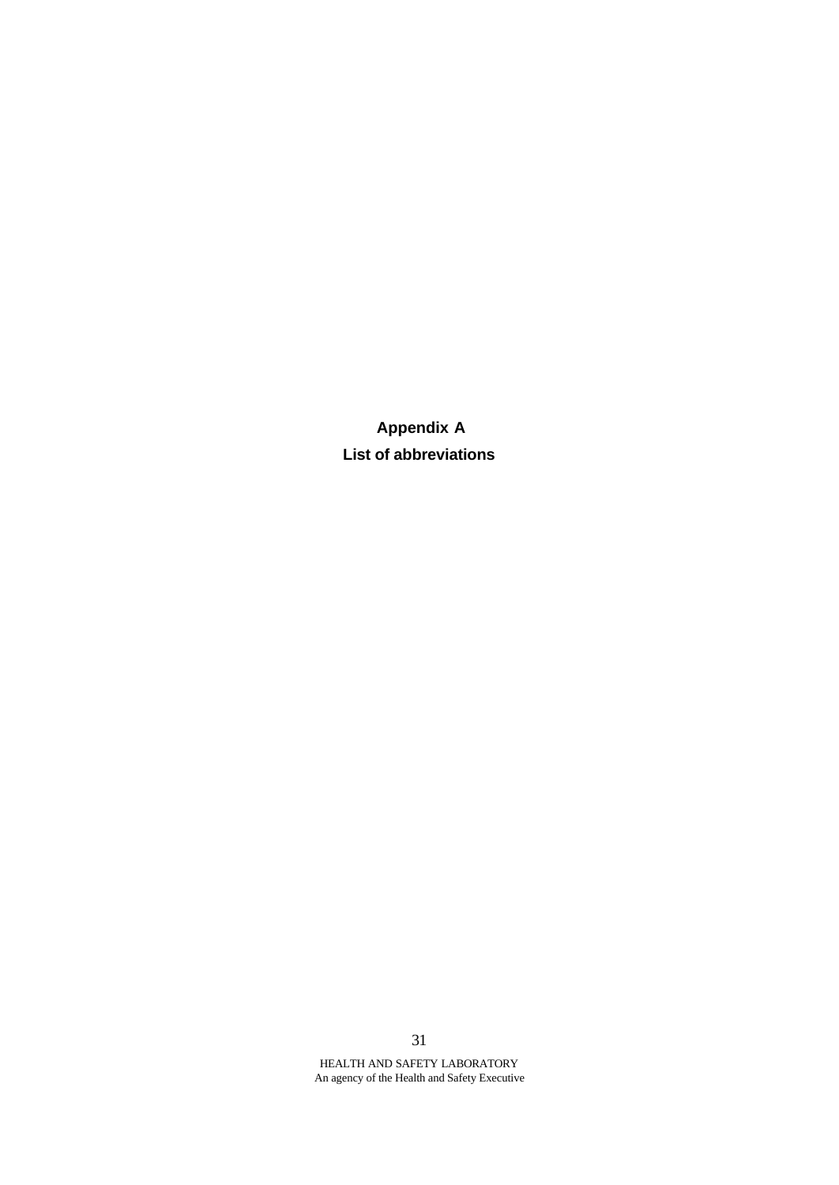# Appendix A

## List of abbreviations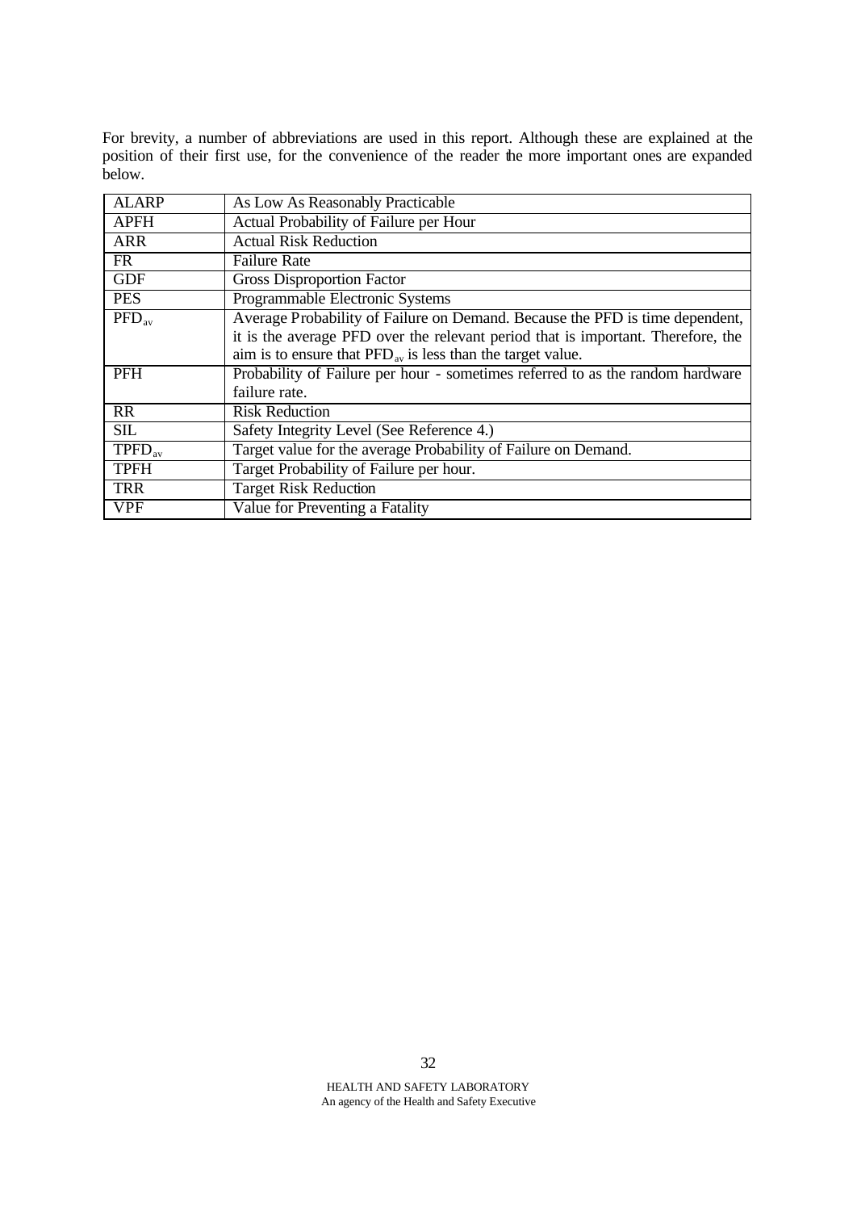For brevity, a number of abbreviations are used in this report. Although these are explained at the position of their first use, for the convenience of the reader the more important ones are expanded below.

| | |
|---|---|
| ALARP | As Low As Reasonably Practicable |
| APFH | Actual Probability of Failure per Hour |
| ARR | Actual Risk Reduction |
| FR | Failure Rate |
| GDF | Gross Disproportion Factor |
| PES | Programmable Electronic Systems |
| $PFD_{av}$ | Average Probability of Failure on Demand. Because the PFD is time dependent, it is the average PFD over the relevant period that is important. Therefore, the aim is to ensure that $PFD_{av}$ is less than the target value. |
| PFH | Probability of Failure per hour - sometimes referred to as the random hardware failure rate. |
| RR | Risk Reduction |
| SIL | Safety Integrity Level (See Reference 4.) |
| $TPFD_{av}$ | Target value for the average Probability of Failure on Demand. |
| TPFH | Target Probability of Failure per hour. |
| TRR | Target Risk Reduction |
| VPF | Value for Preventing a Fatality |